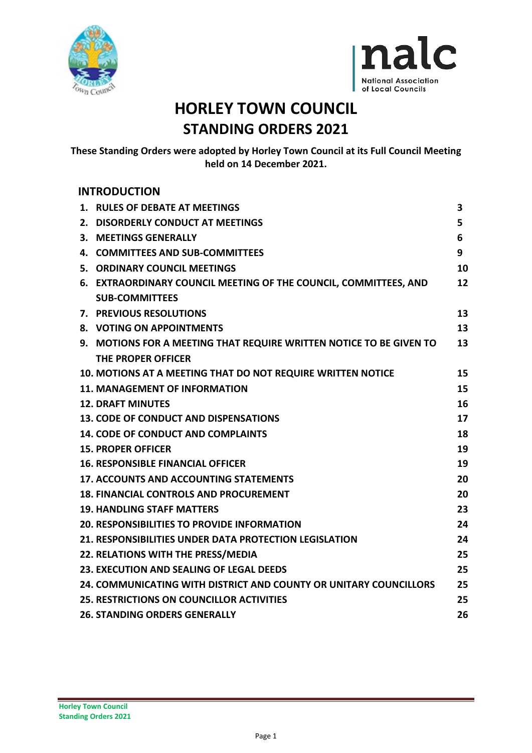# HORLEY TOWN COUNCIL
# STANDING ORDERS 2021

**These Standing Orders were adopted by Horley Town Council at its Full Council Meeting held on 14 December 2021.**

## INTRODUCTION

| | |
|---|---|
| **1. RULES OF DEBATE AT MEETINGS** | **3** |
| **2. DISORDERLY CONDUCT AT MEETINGS** | **5** |
| **3. MEETINGS GENERALLY** | **6** |
| **4. COMMITTEES AND SUB-COMMITTEES** | **9** |
| **5. ORDINARY COUNCIL MEETINGS** | **10** |
| **6. EXTRAORDINARY COUNCIL MEETING OF THE COUNCIL, COMMITTEES, AND SUB-COMMITTEES** | **12** |
| **7. PREVIOUS RESOLUTIONS** | **13** |
| **8. VOTING ON APPOINTMENTS** | **13** |
| **9. MOTIONS FOR A MEETING THAT REQUIRE WRITTEN NOTICE TO BE GIVEN TO THE PROPER OFFICER** | **13** |
| **10. MOTIONS AT A MEETING THAT DO NOT REQUIRE WRITTEN NOTICE** | **15** |
| **11. MANAGEMENT OF INFORMATION** | **15** |
| **12. DRAFT MINUTES** | **16** |
| **13. CODE OF CONDUCT AND DISPENSATIONS** | **17** |
| **14. CODE OF CONDUCT AND COMPLAINTS** | **18** |
| **15. PROPER OFFICER** | **19** |
| **16. RESPONSIBLE FINANCIAL OFFICER** | **19** |
| **17. ACCOUNTS AND ACCOUNTING STATEMENTS** | **20** |
| **18. FINANCIAL CONTROLS AND PROCUREMENT** | **20** |
| **19. HANDLING STAFF MATTERS** | **23** |
| **20. RESPONSIBILITIES TO PROVIDE INFORMATION** | **24** |
| **21. RESPONSIBILITIES UNDER DATA PROTECTION LEGISLATION** | **24** |
| **22. RELATIONS WITH THE PRESS/MEDIA** | **25** |
| **23. EXECUTION AND SEALING OF LEGAL DEEDS** | **25** |
| **24. COMMUNICATING WITH DISTRICT AND COUNTY OR UNITARY COUNCILLORS** | **25** |
| **25. RESTRICTIONS ON COUNCILLOR ACTIVITIES** | **25** |
| **26. STANDING ORDERS GENERALLY** | **26** |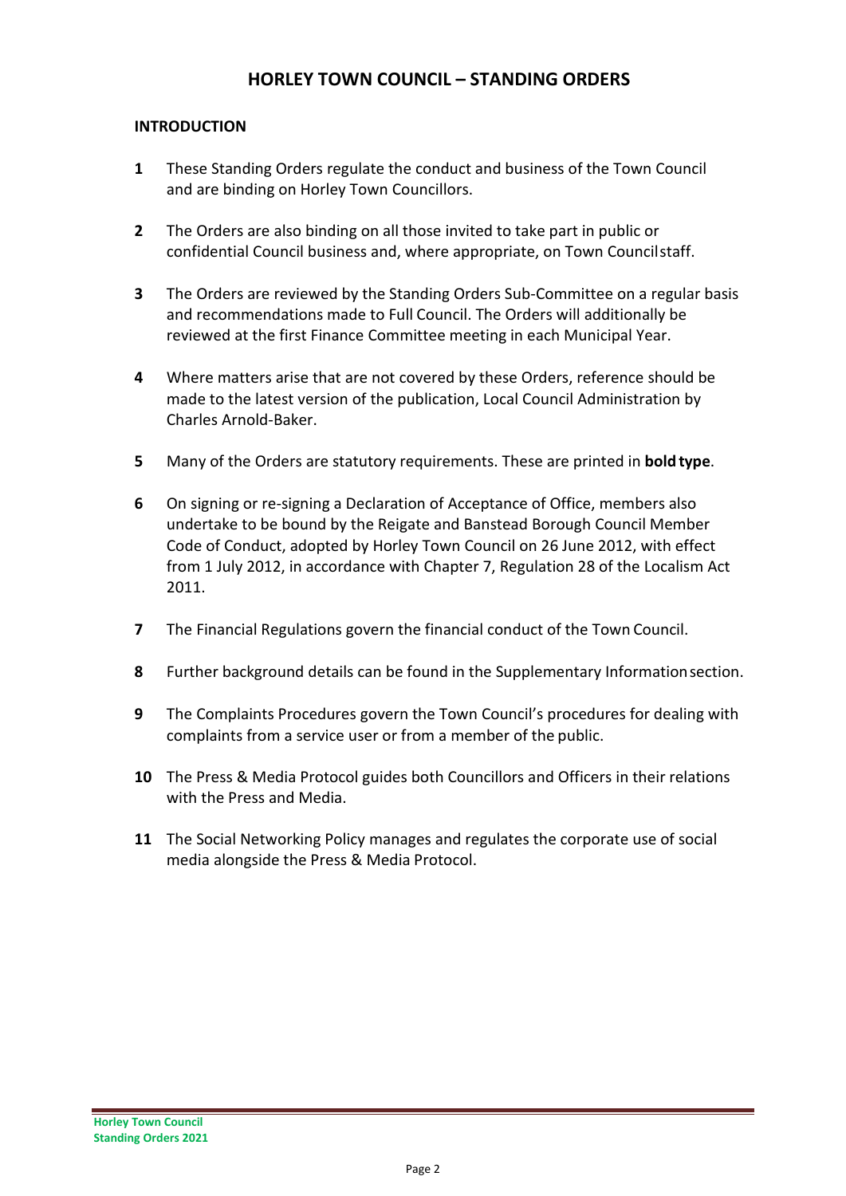# HORLEY TOWN COUNCIL – STANDING ORDERS

## INTRODUCTION

**1** These Standing Orders regulate the conduct and business of the Town Council and are binding on Horley Town Councillors.

**2** The Orders are also binding on all those invited to take part in public or confidential Council business and, where appropriate, on Town Council staff.

**3** The Orders are reviewed by the Standing Orders Sub-Committee on a regular basis and recommendations made to Full Council. The Orders will additionally be reviewed at the first Finance Committee meeting in each Municipal Year.

**4** Where matters arise that are not covered by these Orders, reference should be made to the latest version of the publication, Local Council Administration by Charles Arnold-Baker.

**5** Many of the Orders are statutory requirements. These are printed in **bold type**.

**6** On signing or re-signing a Declaration of Acceptance of Office, members also undertake to be bound by the Reigate and Banstead Borough Council Member Code of Conduct, adopted by Horley Town Council on 26 June 2012, with effect from 1 July 2012, in accordance with Chapter 7, Regulation 28 of the Localism Act 2011.

**7** The Financial Regulations govern the financial conduct of the Town Council.

**8** Further background details can be found in the Supplementary Information section.

**9** The Complaints Procedures govern the Town Council's procedures for dealing with complaints from a service user or from a member of the public.

**10** The Press & Media Protocol guides both Councillors and Officers in their relations with the Press and Media.

**11** The Social Networking Policy manages and regulates the corporate use of social media alongside the Press & Media Protocol.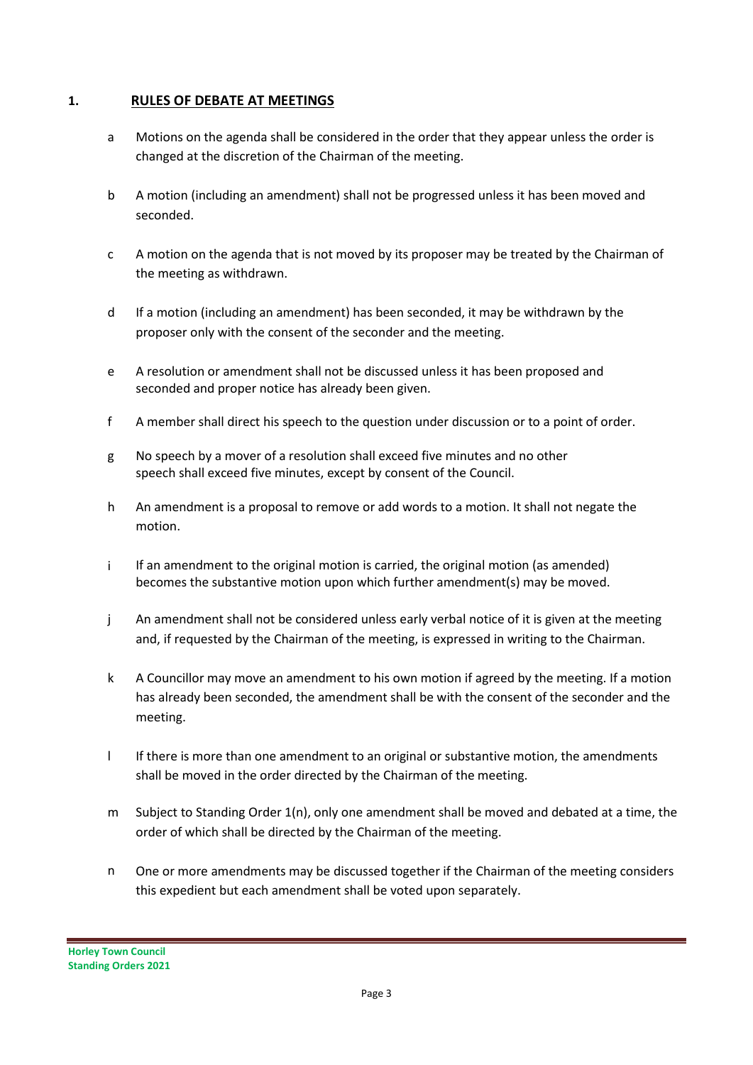## 1. RULES OF DEBATE AT MEETINGS

a. Motions on the agenda shall be considered in the order that they appear unless the order is changed at the discretion of the Chairman of the meeting.

b. A motion (including an amendment) shall not be progressed unless it has been moved and seconded.

c. A motion on the agenda that is not moved by its proposer may be treated by the Chairman of the meeting as withdrawn.

d. If a motion (including an amendment) has been seconded, it may be withdrawn by the proposer only with the consent of the seconder and the meeting.

e. A resolution or amendment shall not be discussed unless it has been proposed and seconded and proper notice has already been given.

f. A member shall direct his speech to the question under discussion or to a point of order.

g. No speech by a mover of a resolution shall exceed five minutes and no other speech shall exceed five minutes, except by consent of the Council.

h. An amendment is a proposal to remove or add words to a motion. It shall not negate the motion.

i. If an amendment to the original motion is carried, the original motion (as amended) becomes the substantive motion upon which further amendment(s) may be moved.

j. An amendment shall not be considered unless early verbal notice of it is given at the meeting and, if requested by the Chairman of the meeting, is expressed in writing to the Chairman.

k. A Councillor may move an amendment to his own motion if agreed by the meeting. If a motion has already been seconded, the amendment shall be with the consent of the seconder and the meeting.

l. If there is more than one amendment to an original or substantive motion, the amendments shall be moved in the order directed by the Chairman of the meeting.

m. Subject to Standing Order 1(n), only one amendment shall be moved and debated at a time, the order of which shall be directed by the Chairman of the meeting.

n. One or more amendments may be discussed together if the Chairman of the meeting considers this expedient but each amendment shall be voted upon separately.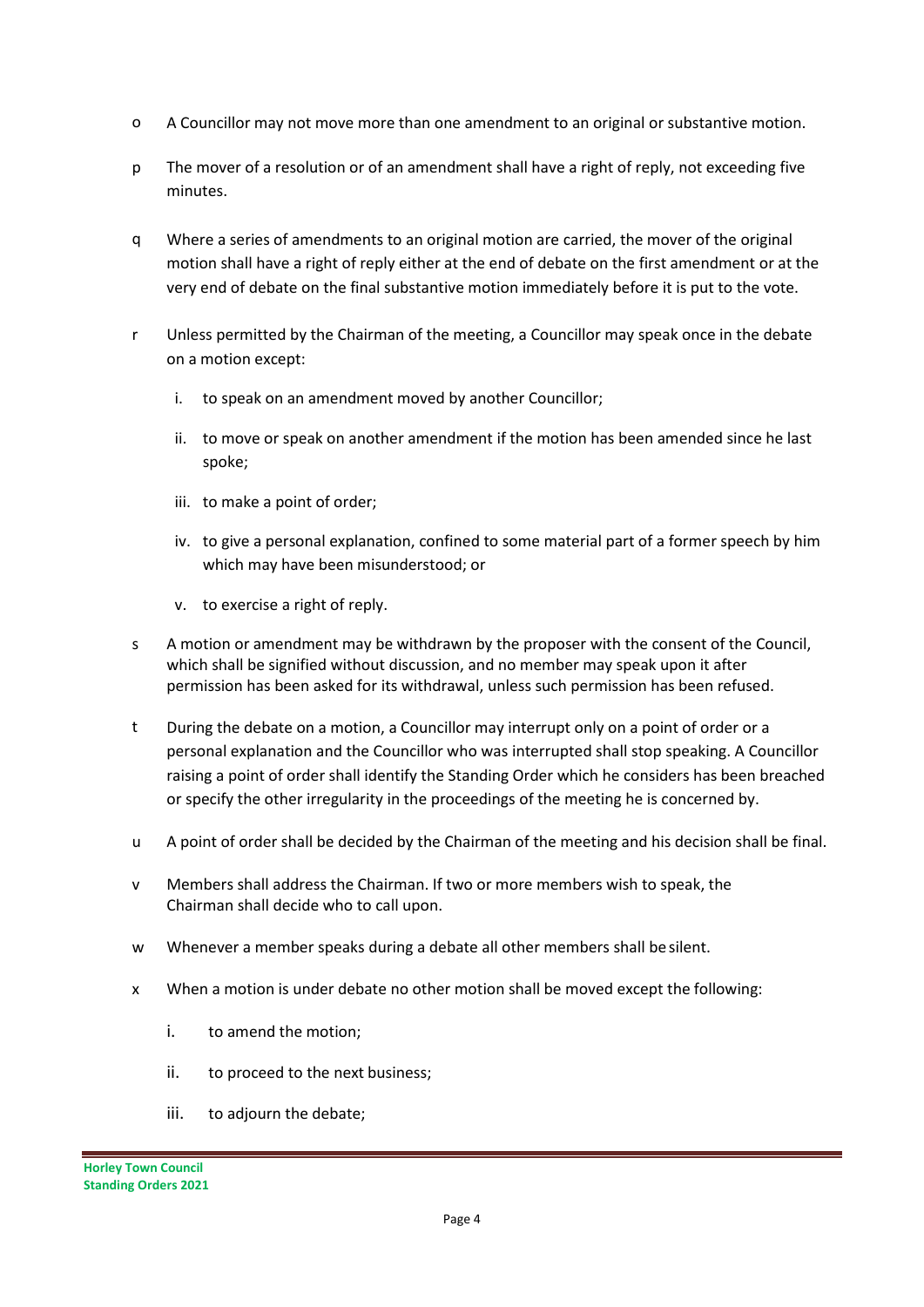o A Councillor may not move more than one amendment to an original or substantive motion.

p The mover of a resolution or of an amendment shall have a right of reply, not exceeding five minutes.

q Where a series of amendments to an original motion are carried, the mover of the original motion shall have a right of reply either at the end of debate on the first amendment or at the very end of debate on the final substantive motion immediately before it is put to the vote.

r Unless permitted by the Chairman of the meeting, a Councillor may speak once in the debate on a motion except:

  i. to speak on an amendment moved by another Councillor;

  ii. to move or speak on another amendment if the motion has been amended since he last spoke;

  iii. to make a point of order;

  iv. to give a personal explanation, confined to some material part of a former speech by him which may have been misunderstood; or

  v. to exercise a right of reply.

s A motion or amendment may be withdrawn by the proposer with the consent of the Council, which shall be signified without discussion, and no member may speak upon it after permission has been asked for its withdrawal, unless such permission has been refused.

t During the debate on a motion, a Councillor may interrupt only on a point of order or a personal explanation and the Councillor who was interrupted shall stop speaking. A Councillor raising a point of order shall identify the Standing Order which he considers has been breached or specify the other irregularity in the proceedings of the meeting he is concerned by.

u A point of order shall be decided by the Chairman of the meeting and his decision shall be final.

v Members shall address the Chairman. If two or more members wish to speak, the Chairman shall decide who to call upon.

w Whenever a member speaks during a debate all other members shall be silent.

x When a motion is under debate no other motion shall be moved except the following:

  i. to amend the motion;

  ii. to proceed to the next business;

  iii. to adjourn the debate;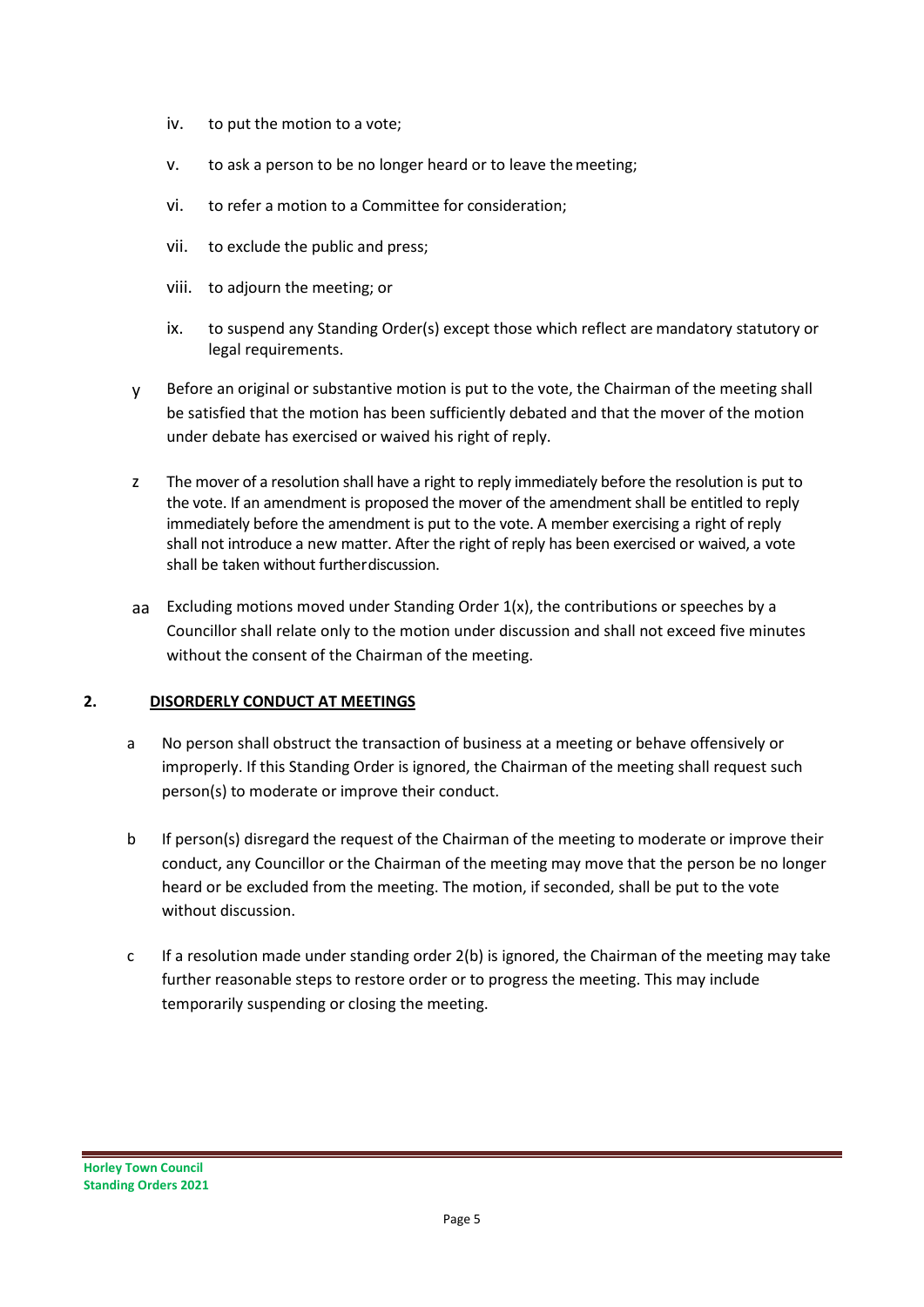iv. to put the motion to a vote;

v. to ask a person to be no longer heard or to leave the meeting;

vi. to refer a motion to a Committee for consideration;

vii. to exclude the public and press;

viii. to adjourn the meeting; or

ix. to suspend any Standing Order(s) except those which reflect are mandatory statutory or legal requirements.

y Before an original or substantive motion is put to the vote, the Chairman of the meeting shall be satisfied that the motion has been sufficiently debated and that the mover of the motion under debate has exercised or waived his right of reply.

z The mover of a resolution shall have a right to reply immediately before the resolution is put to the vote. If an amendment is proposed the mover of the amendment shall be entitled to reply immediately before the amendment is put to the vote. A member exercising a right of reply shall not introduce a new matter. After the right of reply has been exercised or waived, a vote shall be taken without further discussion.

aa Excluding motions moved under Standing Order 1(x), the contributions or speeches by a Councillor shall relate only to the motion under discussion and shall not exceed five minutes without the consent of the Chairman of the meeting.

## 2. DISORDERLY CONDUCT AT MEETINGS

a No person shall obstruct the transaction of business at a meeting or behave offensively or improperly. If this Standing Order is ignored, the Chairman of the meeting shall request such person(s) to moderate or improve their conduct.

b If person(s) disregard the request of the Chairman of the meeting to moderate or improve their conduct, any Councillor or the Chairman of the meeting may move that the person be no longer heard or be excluded from the meeting. The motion, if seconded, shall be put to the vote without discussion.

c If a resolution made under standing order 2(b) is ignored, the Chairman of the meeting may take further reasonable steps to restore order or to progress the meeting. This may include temporarily suspending or closing the meeting.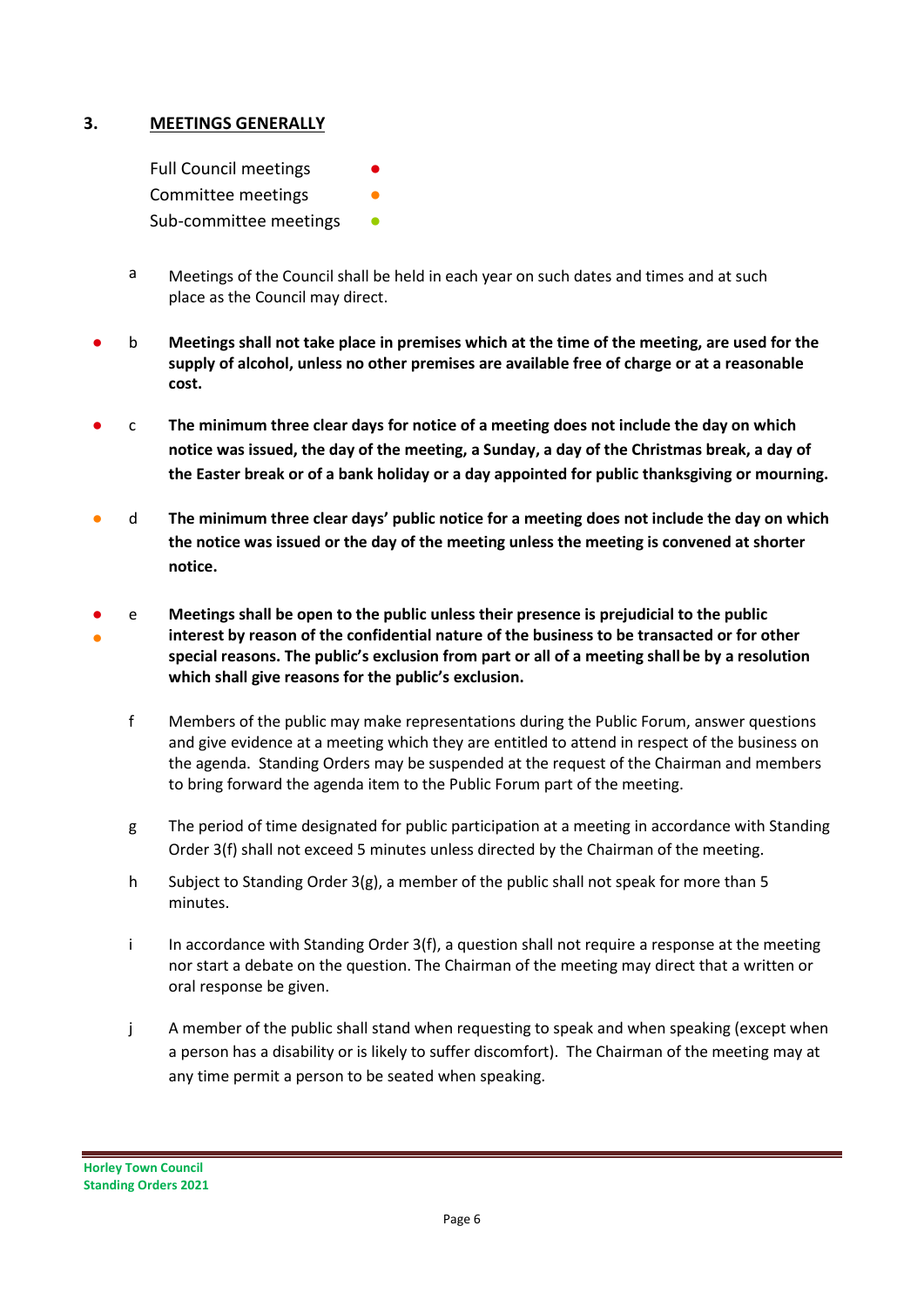## 3. MEETINGS GENERALLY

Full Council meetings ●
Committee meetings ●
Sub-committee meetings ●

a Meetings of the Council shall be held in each year on such dates and times and at such place as the Council may direct.

● b **Meetings shall not take place in premises which at the time of the meeting, are used for the supply of alcohol, unless no other premises are available free of charge or at a reasonable cost.**

● c **The minimum three clear days for notice of a meeting does not include the day on which notice was issued, the day of the meeting, a Sunday, a day of the Christmas break, a day of the Easter break or of a bank holiday or a day appointed for public thanksgiving or mourning.**

● d **The minimum three clear days' public notice for a meeting does not include the day on which the notice was issued or the day of the meeting unless the meeting is convened at shorter notice.**

● ● e **Meetings shall be open to the public unless their presence is prejudicial to the public interest by reason of the confidential nature of the business to be transacted or for other special reasons. The public's exclusion from part or all of a meeting shall be by a resolution which shall give reasons for the public's exclusion.**

f Members of the public may make representations during the Public Forum, answer questions and give evidence at a meeting which they are entitled to attend in respect of the business on the agenda. Standing Orders may be suspended at the request of the Chairman and members to bring forward the agenda item to the Public Forum part of the meeting.

g The period of time designated for public participation at a meeting in accordance with Standing Order 3(f) shall not exceed 5 minutes unless directed by the Chairman of the meeting.

h Subject to Standing Order 3(g), a member of the public shall not speak for more than 5 minutes.

i In accordance with Standing Order 3(f), a question shall not require a response at the meeting nor start a debate on the question. The Chairman of the meeting may direct that a written or oral response be given.

j A member of the public shall stand when requesting to speak and when speaking (except when a person has a disability or is likely to suffer discomfort). The Chairman of the meeting may at any time permit a person to be seated when speaking.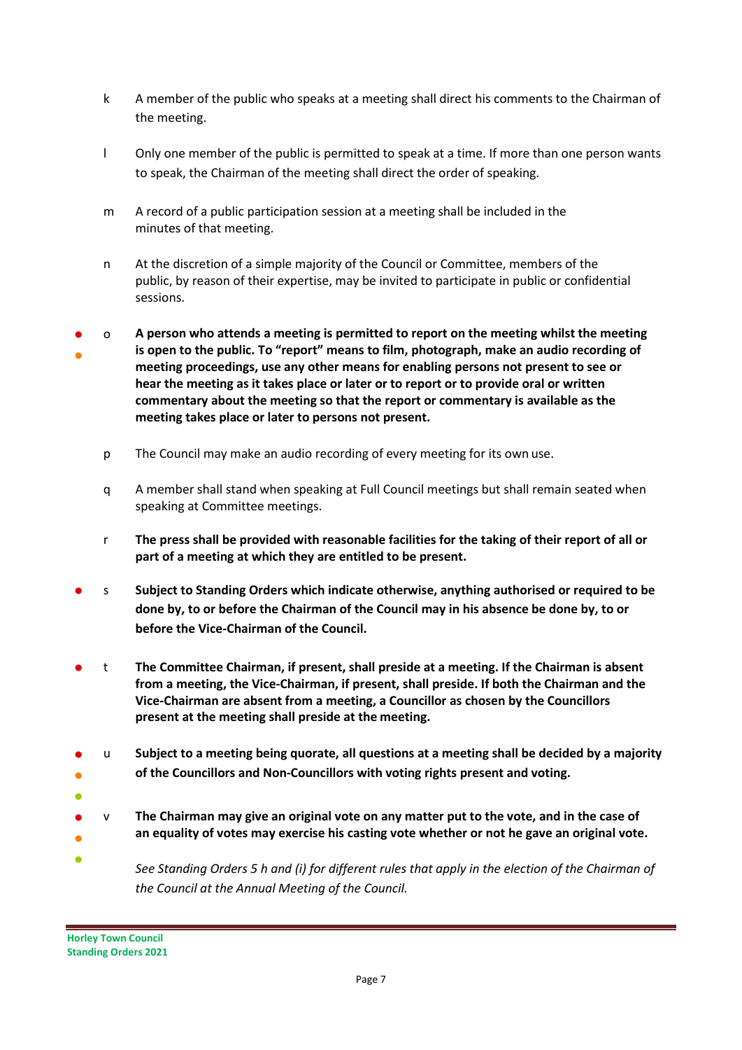k A member of the public who speaks at a meeting shall direct his comments to the Chairman of the meeting.

l Only one member of the public is permitted to speak at a time. If more than one person wants to speak, the Chairman of the meeting shall direct the order of speaking.

m A record of a public participation session at a meeting shall be included in the minutes of that meeting.

n At the discretion of a simple majority of the Council or Committee, members of the public, by reason of their expertise, may be invited to participate in public or confidential sessions.

o **A person who attends a meeting is permitted to report on the meeting whilst the meeting is open to the public. To "report" means to film, photograph, make an audio recording of meeting proceedings, use any other means for enabling persons not present to see or hear the meeting as it takes place or later or to report or to provide oral or written commentary about the meeting so that the report or commentary is available as the meeting takes place or later to persons not present.**

p The Council may make an audio recording of every meeting for its own use.

q A member shall stand when speaking at Full Council meetings but shall remain seated when speaking at Committee meetings.

r **The press shall be provided with reasonable facilities for the taking of their report of all or part of a meeting at which they are entitled to be present.**

s **Subject to Standing Orders which indicate otherwise, anything authorised or required to be done by, to or before the Chairman of the Council may in his absence be done by, to or before the Vice-Chairman of the Council.**

t **The Committee Chairman, if present, shall preside at a meeting. If the Chairman is absent from a meeting, the Vice-Chairman, if present, shall preside. If both the Chairman and the Vice-Chairman are absent from a meeting, a Councillor as chosen by the Councillors present at the meeting shall preside at the meeting.**

u **Subject to a meeting being quorate, all questions at a meeting shall be decided by a majority of the Councillors and Non-Councillors with voting rights present and voting.**

v **The Chairman may give an original vote on any matter put to the vote, and in the case of an equality of votes may exercise his casting vote whether or not he gave an original vote.**

*See Standing Orders 5 h and (i) for different rules that apply in the election of the Chairman of the Council at the Annual Meeting of the Council.*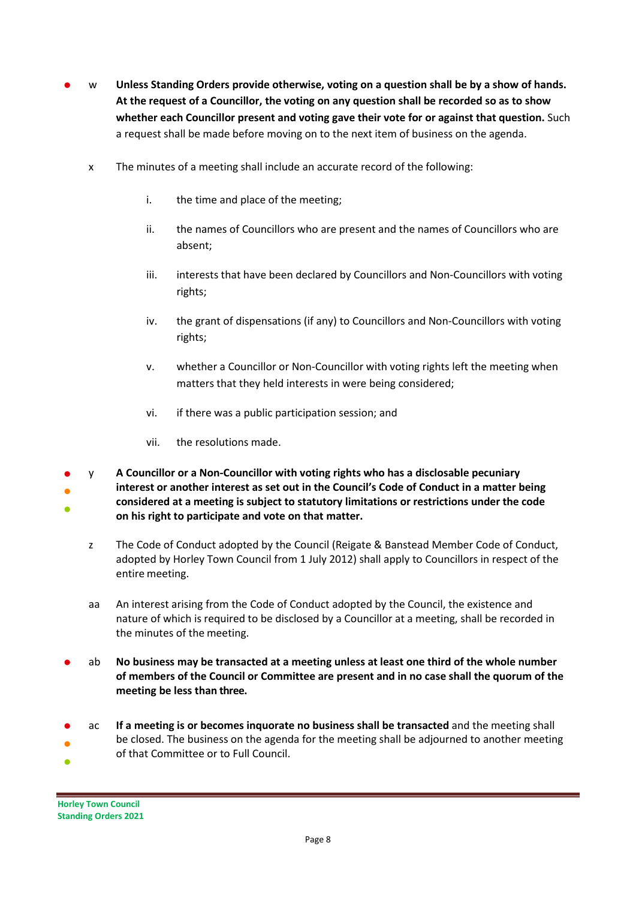- w **Unless Standing Orders provide otherwise, voting on a question shall be by a show of hands. At the request of a Councillor, the voting on any question shall be recorded so as to show whether each Councillor present and voting gave their vote for or against that question.** Such a request shall be made before moving on to the next item of business on the agenda.

x The minutes of a meeting shall include an accurate record of the following:

   i. the time and place of the meeting;

   ii. the names of Councillors who are present and the names of Councillors who are absent;

   iii. interests that have been declared by Councillors and Non-Councillors with voting rights;

   iv. the grant of dispensations (if any) to Councillors and Non-Councillors with voting rights;

   v. whether a Councillor or Non-Councillor with voting rights left the meeting when matters that they held interests in were being considered;

   vi. if there was a public participation session; and

   vii. the resolutions made.

- y **A Councillor or a Non-Councillor with voting rights who has a disclosable pecuniary interest or another interest as set out in the Council's Code of Conduct in a matter being considered at a meeting is subject to statutory limitations or restrictions under the code on his right to participate and vote on that matter.**

z The Code of Conduct adopted by the Council (Reigate & Banstead Member Code of Conduct, adopted by Horley Town Council from 1 July 2012) shall apply to Councillors in respect of the entire meeting.

aa An interest arising from the Code of Conduct adopted by the Council, the existence and nature of which is required to be disclosed by a Councillor at a meeting, shall be recorded in the minutes of the meeting.

- ab **No business may be transacted at a meeting unless at least one third of the whole number of members of the Council or Committee are present and in no case shall the quorum of the meeting be less than three.**

- ac **If a meeting is or becomes inquorate no business shall be transacted** and the meeting shall be closed. The business on the agenda for the meeting shall be adjourned to another meeting of that Committee or to Full Council.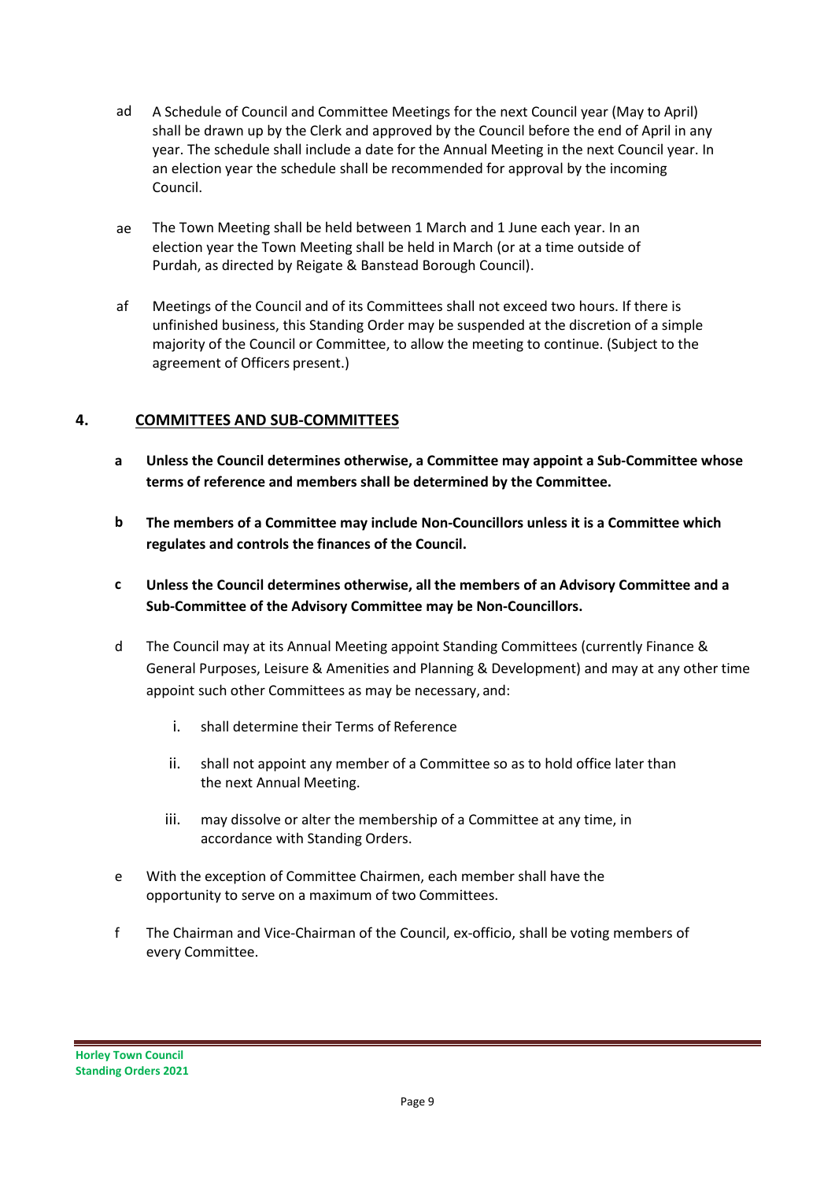ad A Schedule of Council and Committee Meetings for the next Council year (May to April) shall be drawn up by the Clerk and approved by the Council before the end of April in any year. The schedule shall include a date for the Annual Meeting in the next Council year. In an election year the schedule shall be recommended for approval by the incoming Council.

ae The Town Meeting shall be held between 1 March and 1 June each year. In an election year the Town Meeting shall be held in March (or at a time outside of Purdah, as directed by Reigate & Banstead Borough Council).

af Meetings of the Council and of its Committees shall not exceed two hours. If there is unfinished business, this Standing Order may be suspended at the discretion of a simple majority of the Council or Committee, to allow the meeting to continue. (Subject to the agreement of Officers present.)

## 4. COMMITTEES AND SUB-COMMITTEES

**a Unless the Council determines otherwise, a Committee may appoint a Sub-Committee whose terms of reference and members shall be determined by the Committee.**

**b The members of a Committee may include Non-Councillors unless it is a Committee which regulates and controls the finances of the Council.**

**c Unless the Council determines otherwise, all the members of an Advisory Committee and a Sub-Committee of the Advisory Committee may be Non-Councillors.**

d The Council may at its Annual Meeting appoint Standing Committees (currently Finance & General Purposes, Leisure & Amenities and Planning & Development) and may at any other time appoint such other Committees as may be necessary, and:

i. shall determine their Terms of Reference

ii. shall not appoint any member of a Committee so as to hold office later than the next Annual Meeting.

iii. may dissolve or alter the membership of a Committee at any time, in accordance with Standing Orders.

e With the exception of Committee Chairmen, each member shall have the opportunity to serve on a maximum of two Committees.

f The Chairman and Vice-Chairman of the Council, ex-officio, shall be voting members of every Committee.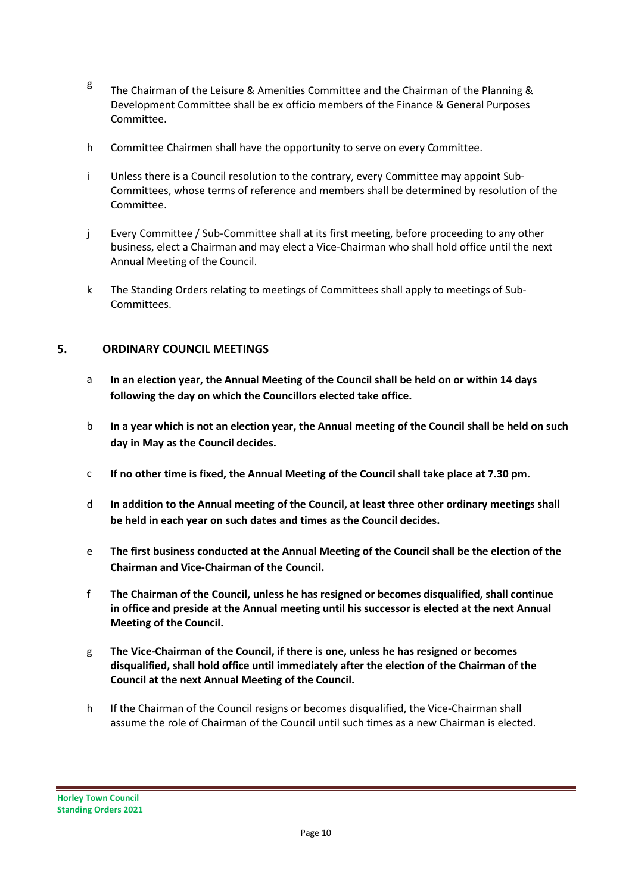g The Chairman of the Leisure & Amenities Committee and the Chairman of the Planning & Development Committee shall be ex officio members of the Finance & General Purposes Committee.

h Committee Chairmen shall have the opportunity to serve on every Committee.

i Unless there is a Council resolution to the contrary, every Committee may appoint Sub-Committees, whose terms of reference and members shall be determined by resolution of the Committee.

j Every Committee / Sub-Committee shall at its first meeting, before proceeding to any other business, elect a Chairman and may elect a Vice-Chairman who shall hold office until the next Annual Meeting of the Council.

k The Standing Orders relating to meetings of Committees shall apply to meetings of Sub-Committees.

## 5. ORDINARY COUNCIL MEETINGS

a **In an election year, the Annual Meeting of the Council shall be held on or within 14 days following the day on which the Councillors elected take office.**

b **In a year which is not an election year, the Annual meeting of the Council shall be held on such day in May as the Council decides.**

c **If no other time is fixed, the Annual Meeting of the Council shall take place at 7.30 pm.**

d **In addition to the Annual meeting of the Council, at least three other ordinary meetings shall be held in each year on such dates and times as the Council decides.**

e **The first business conducted at the Annual Meeting of the Council shall be the election of the Chairman and Vice-Chairman of the Council.**

f **The Chairman of the Council, unless he has resigned or becomes disqualified, shall continue in office and preside at the Annual meeting until his successor is elected at the next Annual Meeting of the Council.**

g **The Vice-Chairman of the Council, if there is one, unless he has resigned or becomes disqualified, shall hold office until immediately after the election of the Chairman of the Council at the next Annual Meeting of the Council.**

h If the Chairman of the Council resigns or becomes disqualified, the Vice-Chairman shall assume the role of Chairman of the Council until such times as a new Chairman is elected.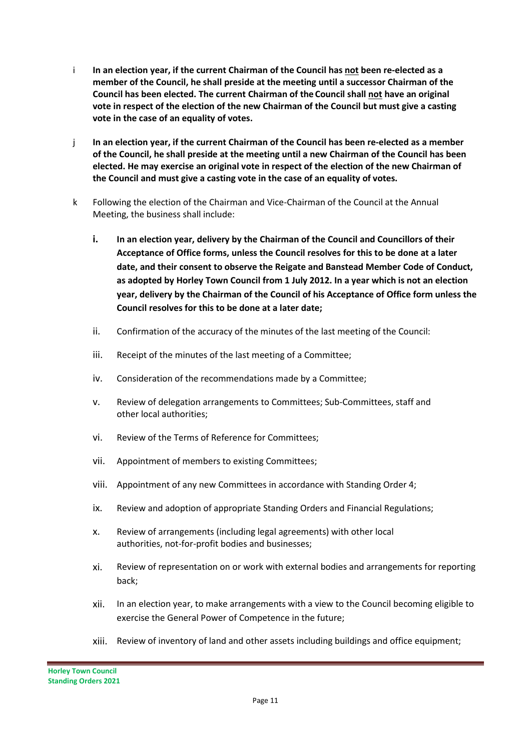i **In an election year, if the current Chairman of the Council has <u>not</u> been re-elected as a member of the Council, he shall preside at the meeting until a successor Chairman of the Council has been elected. The current Chairman of the Council shall <u>not</u> have an original vote in respect of the election of the new Chairman of the Council but must give a casting vote in the case of an equality of votes.**

j **In an election year, if the current Chairman of the Council has been re-elected as a member of the Council, he shall preside at the meeting until a new Chairman of the Council has been elected. He may exercise an original vote in respect of the election of the new Chairman of the Council and must give a casting vote in the case of an equality of votes.**

k Following the election of the Chairman and Vice-Chairman of the Council at the Annual Meeting, the business shall include:

- **i. In an election year, delivery by the Chairman of the Council and Councillors of their Acceptance of Office forms, unless the Council resolves for this to be done at a later date, and their consent to observe the Reigate and Banstead Member Code of Conduct, as adopted by Horley Town Council from 1 July 2012. In a year which is not an election year, delivery by the Chairman of the Council of his Acceptance of Office form unless the Council resolves for this to be done at a later date;**
- ii. Confirmation of the accuracy of the minutes of the last meeting of the Council:
- iii. Receipt of the minutes of the last meeting of a Committee;
- iv. Consideration of the recommendations made by a Committee;
- v. Review of delegation arrangements to Committees; Sub-Committees, staff and other local authorities;
- vi. Review of the Terms of Reference for Committees;
- vii. Appointment of members to existing Committees;
- viii. Appointment of any new Committees in accordance with Standing Order 4;
- ix. Review and adoption of appropriate Standing Orders and Financial Regulations;
- x. Review of arrangements (including legal agreements) with other local authorities, not-for-profit bodies and businesses;
- xi. Review of representation on or work with external bodies and arrangements for reporting back;
- xii. In an election year, to make arrangements with a view to the Council becoming eligible to exercise the General Power of Competence in the future;
- xiii. Review of inventory of land and other assets including buildings and office equipment;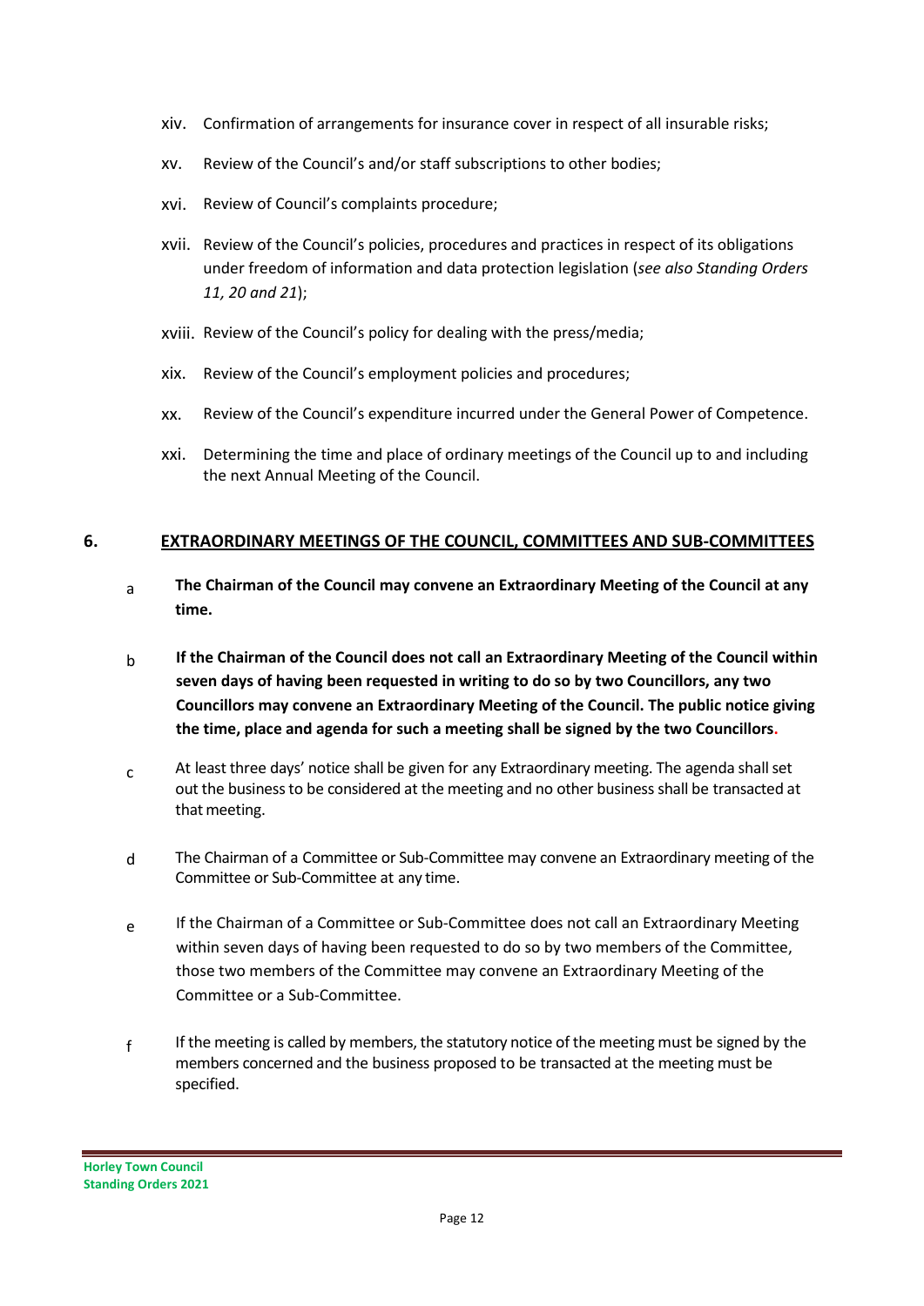xiv. Confirmation of arrangements for insurance cover in respect of all insurable risks;

xv. Review of the Council's and/or staff subscriptions to other bodies;

xvi. Review of Council's complaints procedure;

xvii. Review of the Council's policies, procedures and practices in respect of its obligations under freedom of information and data protection legislation (*see also Standing Orders 11, 20 and 21*);

xviii. Review of the Council's policy for dealing with the press/media;

xix. Review of the Council's employment policies and procedures;

xx. Review of the Council's expenditure incurred under the General Power of Competence.

xxi. Determining the time and place of ordinary meetings of the Council up to and including the next Annual Meeting of the Council.

## 6. EXTRAORDINARY MEETINGS OF THE COUNCIL, COMMITTEES AND SUB-COMMITTEES

a **The Chairman of the Council may convene an Extraordinary Meeting of the Council at any time.**

b **If the Chairman of the Council does not call an Extraordinary Meeting of the Council within seven days of having been requested in writing to do so by two Councillors, any two Councillors may convene an Extraordinary Meeting of the Council. The public notice giving the time, place and agenda for such a meeting shall be signed by the two Councillors.**

c At least three days' notice shall be given for any Extraordinary meeting. The agenda shall set out the business to be considered at the meeting and no other business shall be transacted at that meeting.

d The Chairman of a Committee or Sub-Committee may convene an Extraordinary meeting of the Committee or Sub-Committee at any time.

e If the Chairman of a Committee or Sub-Committee does not call an Extraordinary Meeting within seven days of having been requested to do so by two members of the Committee, those two members of the Committee may convene an Extraordinary Meeting of the Committee or a Sub-Committee.

f If the meeting is called by members, the statutory notice of the meeting must be signed by the members concerned and the business proposed to be transacted at the meeting must be specified.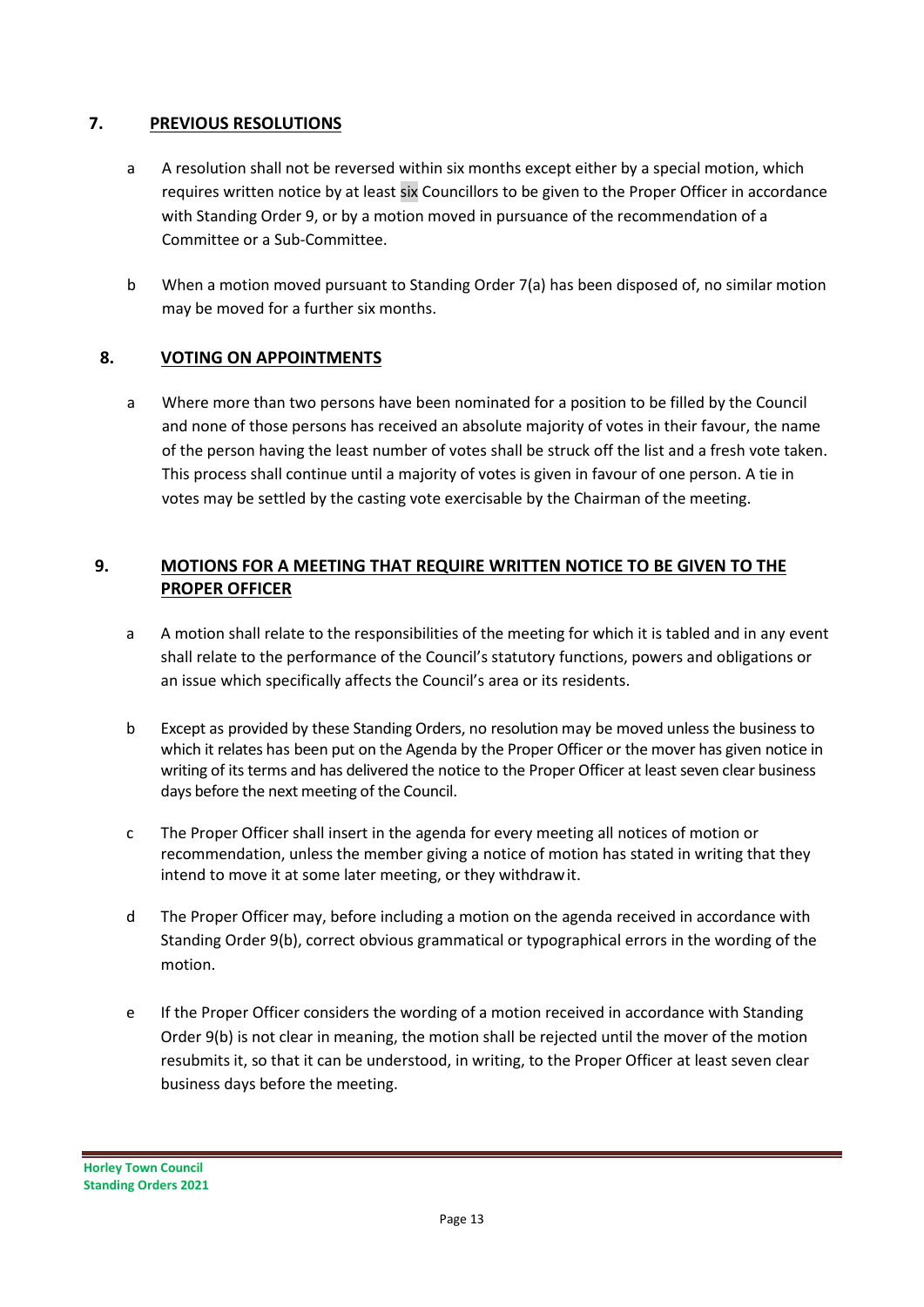## 7. PREVIOUS RESOLUTIONS

a. A resolution shall not be reversed within six months except either by a special motion, which requires written notice by at least six Councillors to be given to the Proper Officer in accordance with Standing Order 9, or by a motion moved in pursuance of the recommendation of a Committee or a Sub-Committee.

b. When a motion moved pursuant to Standing Order 7(a) has been disposed of, no similar motion may be moved for a further six months.

## 8. VOTING ON APPOINTMENTS

a. Where more than two persons have been nominated for a position to be filled by the Council and none of those persons has received an absolute majority of votes in their favour, the name of the person having the least number of votes shall be struck off the list and a fresh vote taken. This process shall continue until a majority of votes is given in favour of one person. A tie in votes may be settled by the casting vote exercisable by the Chairman of the meeting.

## 9. MOTIONS FOR A MEETING THAT REQUIRE WRITTEN NOTICE TO BE GIVEN TO THE PROPER OFFICER

a. A motion shall relate to the responsibilities of the meeting for which it is tabled and in any event shall relate to the performance of the Council's statutory functions, powers and obligations or an issue which specifically affects the Council's area or its residents.

b. Except as provided by these Standing Orders, no resolution may be moved unless the business to which it relates has been put on the Agenda by the Proper Officer or the mover has given notice in writing of its terms and has delivered the notice to the Proper Officer at least seven clear business days before the next meeting of the Council.

c. The Proper Officer shall insert in the agenda for every meeting all notices of motion or recommendation, unless the member giving a notice of motion has stated in writing that they intend to move it at some later meeting, or they withdraw it.

d. The Proper Officer may, before including a motion on the agenda received in accordance with Standing Order 9(b), correct obvious grammatical or typographical errors in the wording of the motion.

e. If the Proper Officer considers the wording of a motion received in accordance with Standing Order 9(b) is not clear in meaning, the motion shall be rejected until the mover of the motion resubmits it, so that it can be understood, in writing, to the Proper Officer at least seven clear business days before the meeting.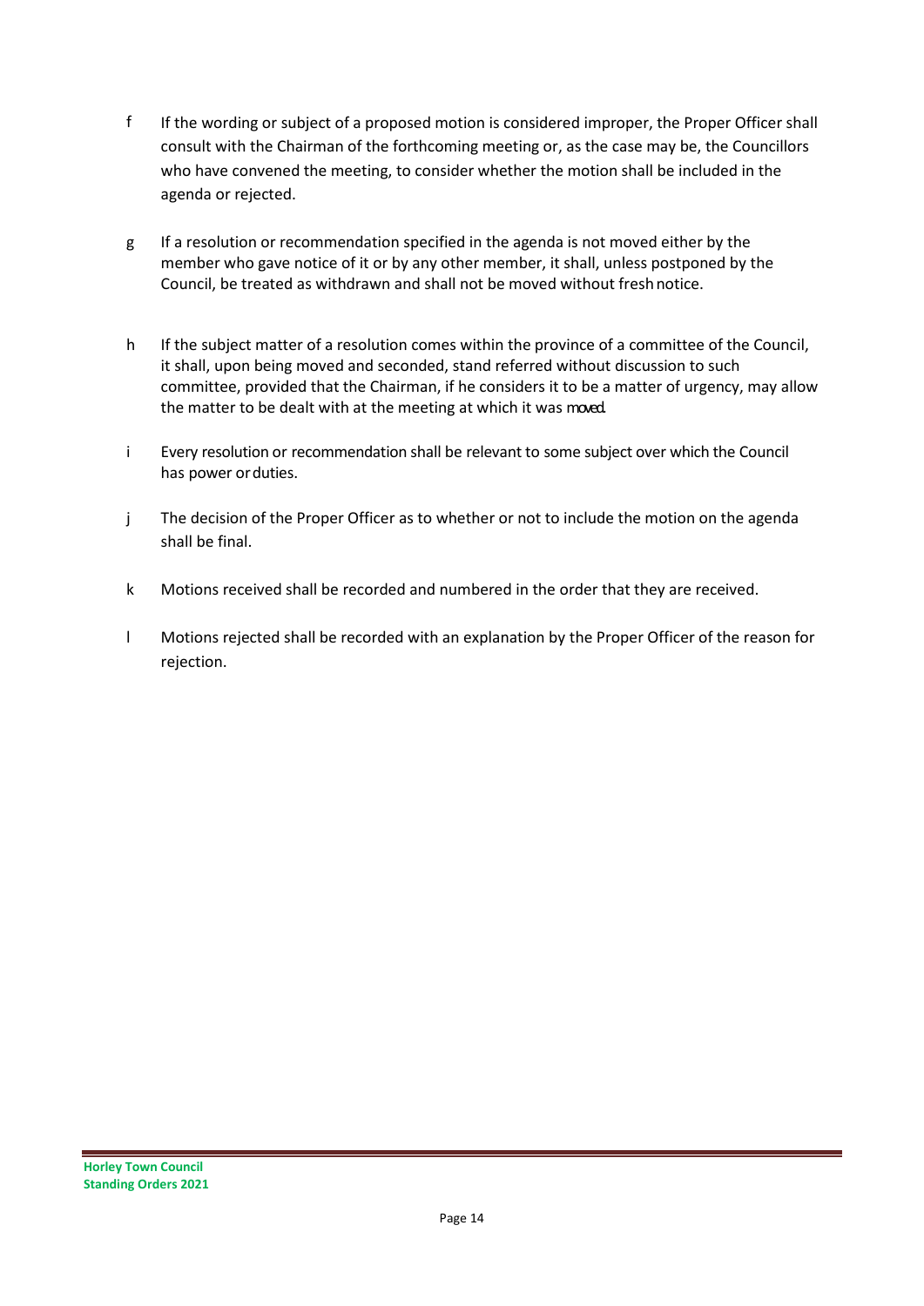f If the wording or subject of a proposed motion is considered improper, the Proper Officer shall consult with the Chairman of the forthcoming meeting or, as the case may be, the Councillors who have convened the meeting, to consider whether the motion shall be included in the agenda or rejected.

g If a resolution or recommendation specified in the agenda is not moved either by the member who gave notice of it or by any other member, it shall, unless postponed by the Council, be treated as withdrawn and shall not be moved without fresh notice.

h If the subject matter of a resolution comes within the province of a committee of the Council, it shall, upon being moved and seconded, stand referred without discussion to such committee, provided that the Chairman, if he considers it to be a matter of urgency, may allow the matter to be dealt with at the meeting at which it was moved.

i Every resolution or recommendation shall be relevant to some subject over which the Council has power or duties.

j The decision of the Proper Officer as to whether or not to include the motion on the agenda shall be final.

k Motions received shall be recorded and numbered in the order that they are received.

l Motions rejected shall be recorded with an explanation by the Proper Officer of the reason for rejection.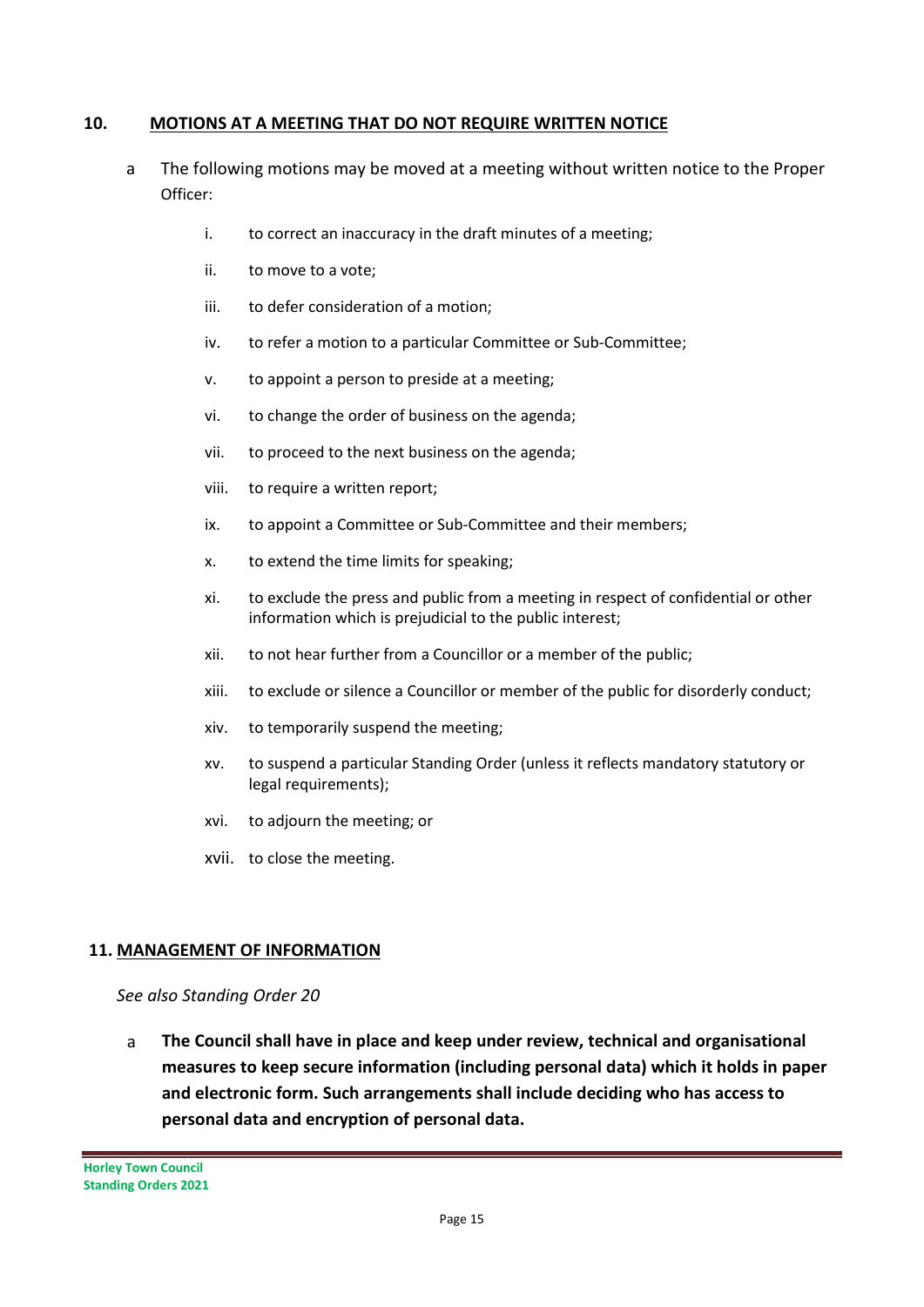## 10. MOTIONS AT A MEETING THAT DO NOT REQUIRE WRITTEN NOTICE

a The following motions may be moved at a meeting without written notice to the Proper Officer:

i. to correct an inaccuracy in the draft minutes of a meeting;

ii. to move to a vote;

iii. to defer consideration of a motion;

iv. to refer a motion to a particular Committee or Sub-Committee;

v. to appoint a person to preside at a meeting;

vi. to change the order of business on the agenda;

vii. to proceed to the next business on the agenda;

viii. to require a written report;

ix. to appoint a Committee or Sub-Committee and their members;

x. to extend the time limits for speaking;

xi. to exclude the press and public from a meeting in respect of confidential or other information which is prejudicial to the public interest;

xii. to not hear further from a Councillor or a member of the public;

xiii. to exclude or silence a Councillor or member of the public for disorderly conduct;

xiv. to temporarily suspend the meeting;

xv. to suspend a particular Standing Order (unless it reflects mandatory statutory or legal requirements);

xvi. to adjourn the meeting; or

xvii. to close the meeting.

## 11. MANAGEMENT OF INFORMATION

*See also Standing Order 20*

a **The Council shall have in place and keep under review, technical and organisational measures to keep secure information (including personal data) which it holds in paper and electronic form. Such arrangements shall include deciding who has access to personal data and encryption of personal data.**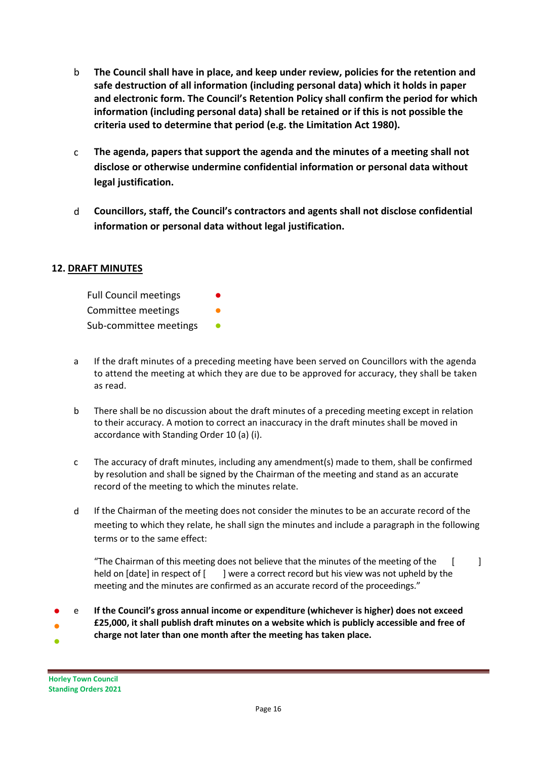b **The Council shall have in place, and keep under review, policies for the retention and safe destruction of all information (including personal data) which it holds in paper and electronic form. The Council's Retention Policy shall confirm the period for which information (including personal data) shall be retained or if this is not possible the criteria used to determine that period (e.g. the Limitation Act 1980).**

c **The agenda, papers that support the agenda and the minutes of a meeting shall not disclose or otherwise undermine confidential information or personal data without legal justification.**

d **Councillors, staff, the Council's contractors and agents shall not disclose confidential information or personal data without legal justification.**

## 12. DRAFT MINUTES

| | |
|---|---|
| Full Council meetings | ● |
| Committee meetings | ● |
| Sub-committee meetings | ● |

a If the draft minutes of a preceding meeting have been served on Councillors with the agenda to attend the meeting at which they are due to be approved for accuracy, they shall be taken as read.

b There shall be no discussion about the draft minutes of a preceding meeting except in relation to their accuracy. A motion to correct an inaccuracy in the draft minutes shall be moved in accordance with Standing Order 10 (a) (i).

c The accuracy of draft minutes, including any amendment(s) made to them, shall be confirmed by resolution and shall be signed by the Chairman of the meeting and stand as an accurate record of the meeting to which the minutes relate.

d If the Chairman of the meeting does not consider the minutes to be an accurate record of the meeting to which they relate, he shall sign the minutes and include a paragraph in the following terms or to the same effect:

"The Chairman of this meeting does not believe that the minutes of the meeting of the [ ] held on [date] in respect of [ ] were a correct record but his view was not upheld by the meeting and the minutes are confirmed as an accurate record of the proceedings."

● ● ● e **If the Council's gross annual income or expenditure (whichever is higher) does not exceed £25,000, it shall publish draft minutes on a website which is publicly accessible and free of charge not later than one month after the meeting has taken place.**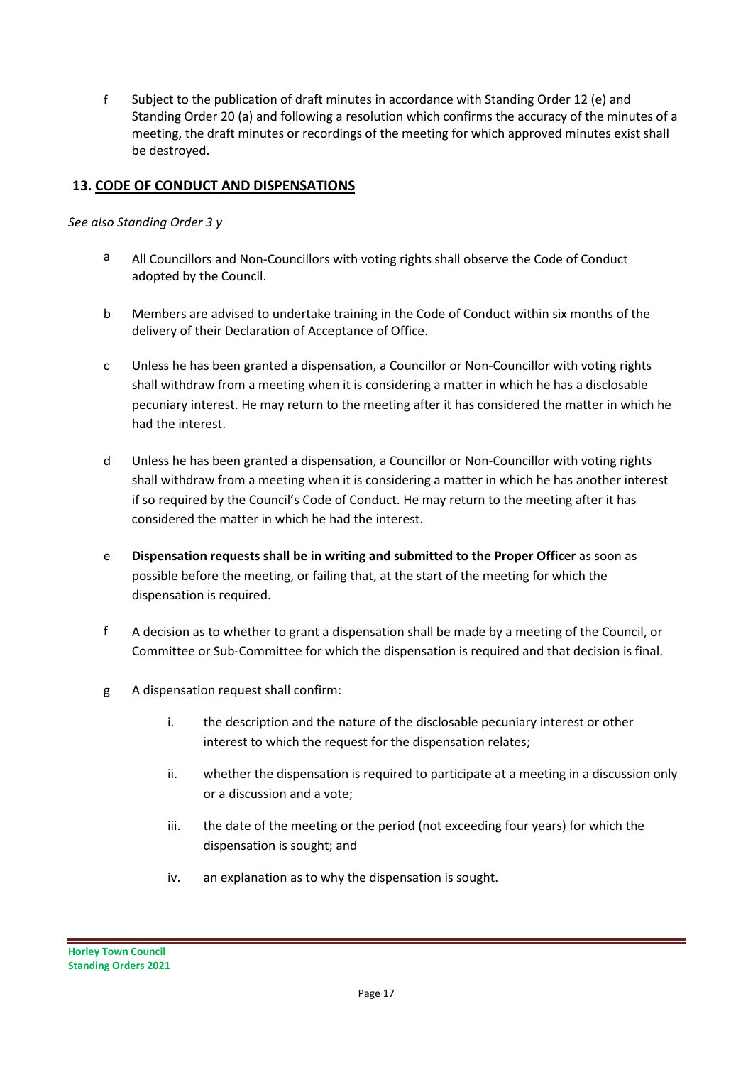f Subject to the publication of draft minutes in accordance with Standing Order 12 (e) and Standing Order 20 (a) and following a resolution which confirms the accuracy of the minutes of a meeting, the draft minutes or recordings of the meeting for which approved minutes exist shall be destroyed.

## 13. CODE OF CONDUCT AND DISPENSATIONS

*See also Standing Order 3 y*

a All Councillors and Non-Councillors with voting rights shall observe the Code of Conduct adopted by the Council.

b Members are advised to undertake training in the Code of Conduct within six months of the delivery of their Declaration of Acceptance of Office.

c Unless he has been granted a dispensation, a Councillor or Non-Councillor with voting rights shall withdraw from a meeting when it is considering a matter in which he has a disclosable pecuniary interest. He may return to the meeting after it has considered the matter in which he had the interest.

d Unless he has been granted a dispensation, a Councillor or Non-Councillor with voting rights shall withdraw from a meeting when it is considering a matter in which he has another interest if so required by the Council's Code of Conduct. He may return to the meeting after it has considered the matter in which he had the interest.

e **Dispensation requests shall be in writing and submitted to the Proper Officer** as soon as possible before the meeting, or failing that, at the start of the meeting for which the dispensation is required.

f A decision as to whether to grant a dispensation shall be made by a meeting of the Council, or Committee or Sub-Committee for which the dispensation is required and that decision is final.

g A dispensation request shall confirm:

  i. the description and the nature of the disclosable pecuniary interest or other interest to which the request for the dispensation relates;

  ii. whether the dispensation is required to participate at a meeting in a discussion only or a discussion and a vote;

  iii. the date of the meeting or the period (not exceeding four years) for which the dispensation is sought; and

  iv. an explanation as to why the dispensation is sought.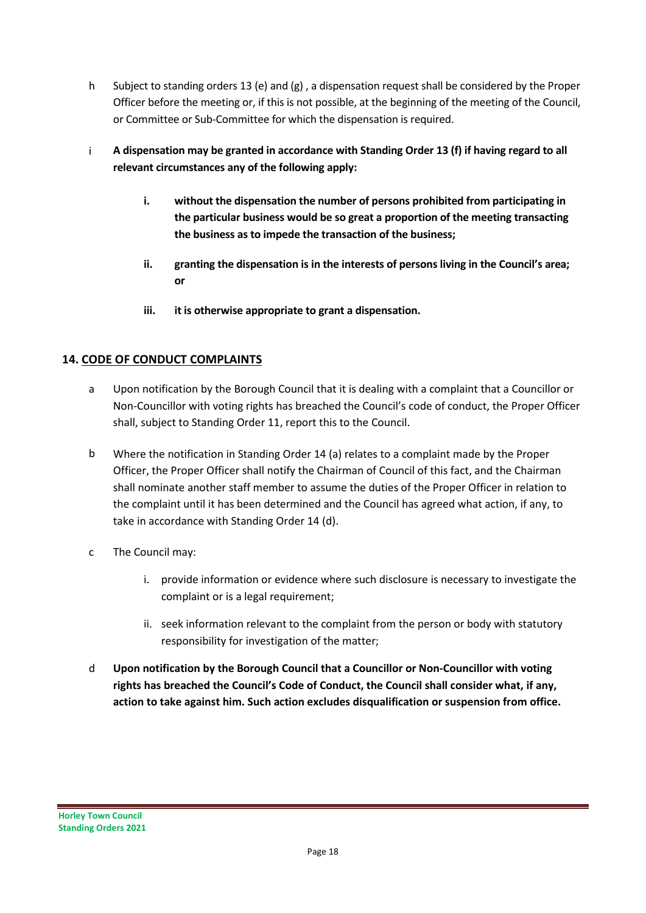h Subject to standing orders 13 (e) and (g) , a dispensation request shall be considered by the Proper Officer before the meeting or, if this is not possible, at the beginning of the meeting of the Council, or Committee or Sub-Committee for which the dispensation is required.

i **A dispensation may be granted in accordance with Standing Order 13 (f) if having regard to all relevant circumstances any of the following apply:**

> **i. without the dispensation the number of persons prohibited from participating in the particular business would be so great a proportion of the meeting transacting the business as to impede the transaction of the business;**
>
> **ii. granting the dispensation is in the interests of persons living in the Council's area; or**
>
> **iii. it is otherwise appropriate to grant a dispensation.**

## 14. CODE OF CONDUCT COMPLAINTS

a Upon notification by the Borough Council that it is dealing with a complaint that a Councillor or Non-Councillor with voting rights has breached the Council's code of conduct, the Proper Officer shall, subject to Standing Order 11, report this to the Council.

b Where the notification in Standing Order 14 (a) relates to a complaint made by the Proper Officer, the Proper Officer shall notify the Chairman of Council of this fact, and the Chairman shall nominate another staff member to assume the duties of the Proper Officer in relation to the complaint until it has been determined and the Council has agreed what action, if any, to take in accordance with Standing Order 14 (d).

c The Council may:

> i. provide information or evidence where such disclosure is necessary to investigate the complaint or is a legal requirement;
>
> ii. seek information relevant to the complaint from the person or body with statutory responsibility for investigation of the matter;

d **Upon notification by the Borough Council that a Councillor or Non-Councillor with voting rights has breached the Council's Code of Conduct, the Council shall consider what, if any, action to take against him. Such action excludes disqualification or suspension from office.**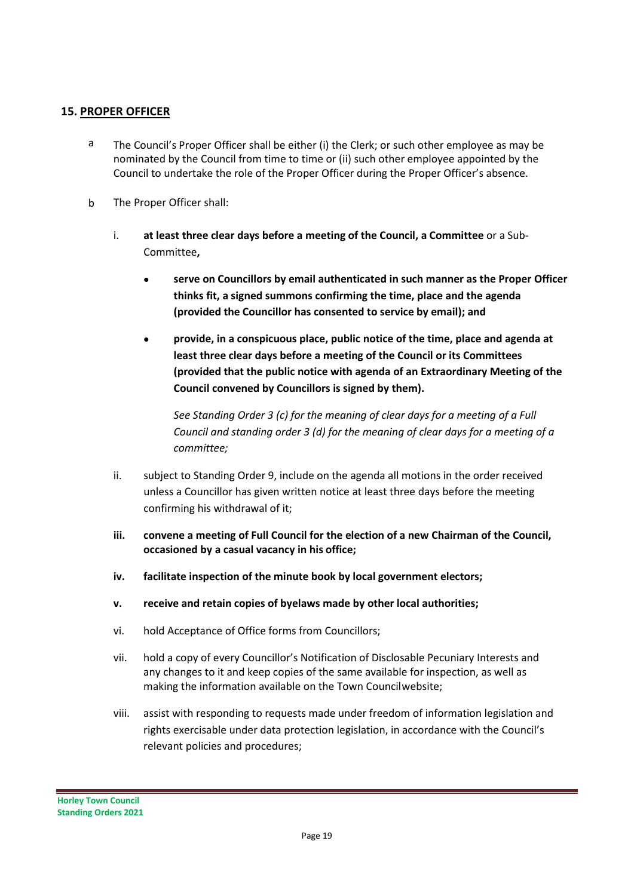## 15. PROPER OFFICER

a. The Council's Proper Officer shall be either (i) the Clerk; or such other employee as may be nominated by the Council from time to time or (ii) such other employee appointed by the Council to undertake the role of the Proper Officer during the Proper Officer's absence.

b. The Proper Officer shall:

   i. **at least three clear days before a meeting of the Council, a Committee** or a Sub-Committee**,**

      - **serve on Councillors by email authenticated in such manner as the Proper Officer thinks fit, a signed summons confirming the time, place and the agenda (provided the Councillor has consented to service by email); and**

      - **provide, in a conspicuous place, public notice of the time, place and agenda at least three clear days before a meeting of the Council or its Committees (provided that the public notice with agenda of an Extraordinary Meeting of the Council convened by Councillors is signed by them).**

        *See Standing Order 3 (c) for the meaning of clear days for a meeting of a Full Council and standing order 3 (d) for the meaning of clear days for a meeting of a committee;*

   ii. subject to Standing Order 9, include on the agenda all motions in the order received unless a Councillor has given written notice at least three days before the meeting confirming his withdrawal of it;

   **iii. convene a meeting of Full Council for the election of a new Chairman of the Council, occasioned by a casual vacancy in his office;**

   **iv. facilitate inspection of the minute book by local government electors;**

   **v. receive and retain copies of byelaws made by other local authorities;**

   vi. hold Acceptance of Office forms from Councillors;

   vii. hold a copy of every Councillor's Notification of Disclosable Pecuniary Interests and any changes to it and keep copies of the same available for inspection, as well as making the information available on the Town Council website;

   viii. assist with responding to requests made under freedom of information legislation and rights exercisable under data protection legislation, in accordance with the Council's relevant policies and procedures;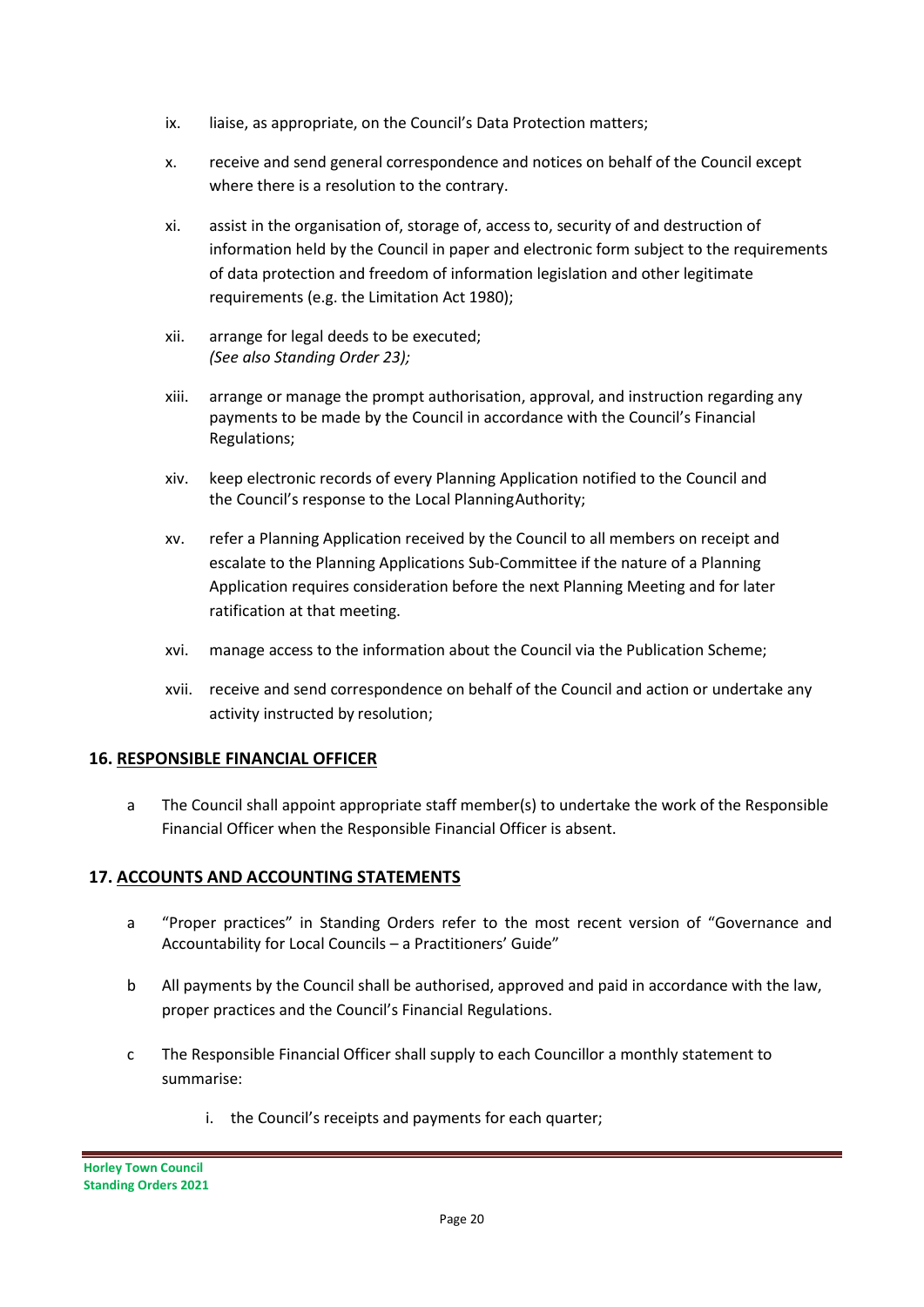ix. liaise, as appropriate, on the Council's Data Protection matters;

x. receive and send general correspondence and notices on behalf of the Council except where there is a resolution to the contrary.

xi. assist in the organisation of, storage of, access to, security of and destruction of information held by the Council in paper and electronic form subject to the requirements of data protection and freedom of information legislation and other legitimate requirements (e.g. the Limitation Act 1980);

xii. arrange for legal deeds to be executed;
*(See also Standing Order 23);*

xiii. arrange or manage the prompt authorisation, approval, and instruction regarding any payments to be made by the Council in accordance with the Council's Financial Regulations;

xiv. keep electronic records of every Planning Application notified to the Council and the Council's response to the Local Planning Authority;

xv. refer a Planning Application received by the Council to all members on receipt and escalate to the Planning Applications Sub-Committee if the nature of a Planning Application requires consideration before the next Planning Meeting and for later ratification at that meeting.

xvi. manage access to the information about the Council via the Publication Scheme;

xvii. receive and send correspondence on behalf of the Council and action or undertake any activity instructed by resolution;

## 16. RESPONSIBLE FINANCIAL OFFICER

a The Council shall appoint appropriate staff member(s) to undertake the work of the Responsible Financial Officer when the Responsible Financial Officer is absent.

## 17. ACCOUNTS AND ACCOUNTING STATEMENTS

a "Proper practices" in Standing Orders refer to the most recent version of "Governance and Accountability for Local Councils – a Practitioners' Guide"

b All payments by the Council shall be authorised, approved and paid in accordance with the law, proper practices and the Council's Financial Regulations.

c The Responsible Financial Officer shall supply to each Councillor a monthly statement to summarise:

i. the Council's receipts and payments for each quarter;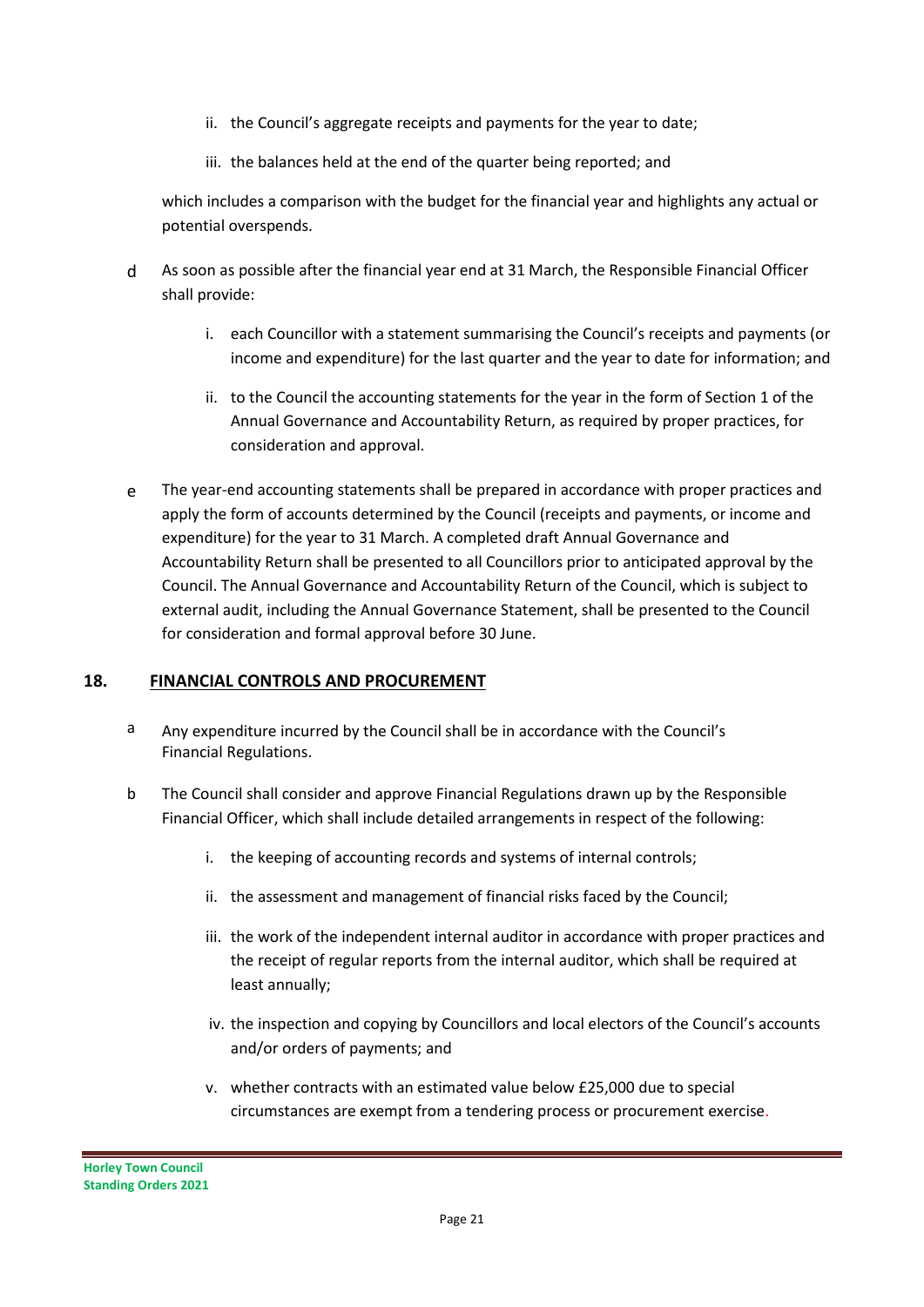ii. the Council's aggregate receipts and payments for the year to date;

iii. the balances held at the end of the quarter being reported; and

which includes a comparison with the budget for the financial year and highlights any actual or potential overspends.

d As soon as possible after the financial year end at 31 March, the Responsible Financial Officer shall provide:

i. each Councillor with a statement summarising the Council's receipts and payments (or income and expenditure) for the last quarter and the year to date for information; and

ii. to the Council the accounting statements for the year in the form of Section 1 of the Annual Governance and Accountability Return, as required by proper practices, for consideration and approval.

e The year-end accounting statements shall be prepared in accordance with proper practices and apply the form of accounts determined by the Council (receipts and payments, or income and expenditure) for the year to 31 March. A completed draft Annual Governance and Accountability Return shall be presented to all Councillors prior to anticipated approval by the Council. The Annual Governance and Accountability Return of the Council, which is subject to external audit, including the Annual Governance Statement, shall be presented to the Council for consideration and formal approval before 30 June.

## 18. FINANCIAL CONTROLS AND PROCUREMENT

a Any expenditure incurred by the Council shall be in accordance with the Council's Financial Regulations.

b The Council shall consider and approve Financial Regulations drawn up by the Responsible Financial Officer, which shall include detailed arrangements in respect of the following:

i. the keeping of accounting records and systems of internal controls;

ii. the assessment and management of financial risks faced by the Council;

iii. the work of the independent internal auditor in accordance with proper practices and the receipt of regular reports from the internal auditor, which shall be required at least annually;

iv. the inspection and copying by Councillors and local electors of the Council's accounts and/or orders of payments; and

v. whether contracts with an estimated value below £25,000 due to special circumstances are exempt from a tendering process or procurement exercise.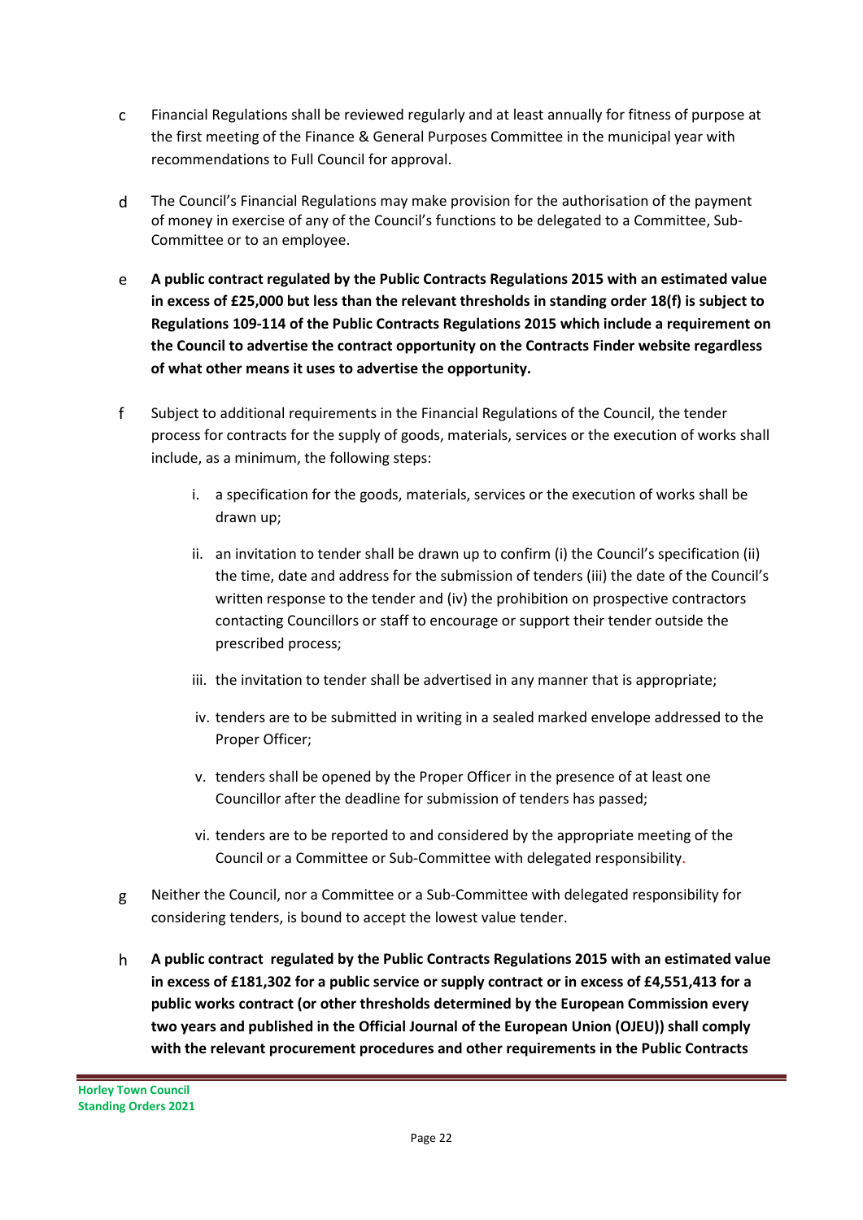c Financial Regulations shall be reviewed regularly and at least annually for fitness of purpose at the first meeting of the Finance & General Purposes Committee in the municipal year with recommendations to Full Council for approval.

d The Council's Financial Regulations may make provision for the authorisation of the payment of money in exercise of any of the Council's functions to be delegated to a Committee, Sub-Committee or to an employee.

e **A public contract regulated by the Public Contracts Regulations 2015 with an estimated value in excess of £25,000 but less than the relevant thresholds in standing order 18(f) is subject to Regulations 109-114 of the Public Contracts Regulations 2015 which include a requirement on the Council to advertise the contract opportunity on the Contracts Finder website regardless of what other means it uses to advertise the opportunity.**

f Subject to additional requirements in the Financial Regulations of the Council, the tender process for contracts for the supply of goods, materials, services or the execution of works shall include, as a minimum, the following steps:

   i. a specification for the goods, materials, services or the execution of works shall be drawn up;

   ii. an invitation to tender shall be drawn up to confirm (i) the Council's specification (ii) the time, date and address for the submission of tenders (iii) the date of the Council's written response to the tender and (iv) the prohibition on prospective contractors contacting Councillors or staff to encourage or support their tender outside the prescribed process;

   iii. the invitation to tender shall be advertised in any manner that is appropriate;

   iv. tenders are to be submitted in writing in a sealed marked envelope addressed to the Proper Officer;

   v. tenders shall be opened by the Proper Officer in the presence of at least one Councillor after the deadline for submission of tenders has passed;

   vi. tenders are to be reported to and considered by the appropriate meeting of the Council or a Committee or Sub-Committee with delegated responsibility.

g Neither the Council, nor a Committee or a Sub-Committee with delegated responsibility for considering tenders, is bound to accept the lowest value tender.

h **A public contract regulated by the Public Contracts Regulations 2015 with an estimated value in excess of £181,302 for a public service or supply contract or in excess of £4,551,413 for a public works contract (or other thresholds determined by the European Commission every two years and published in the Official Journal of the European Union (OJEU)) shall comply with the relevant procurement procedures and other requirements in the Public Contracts**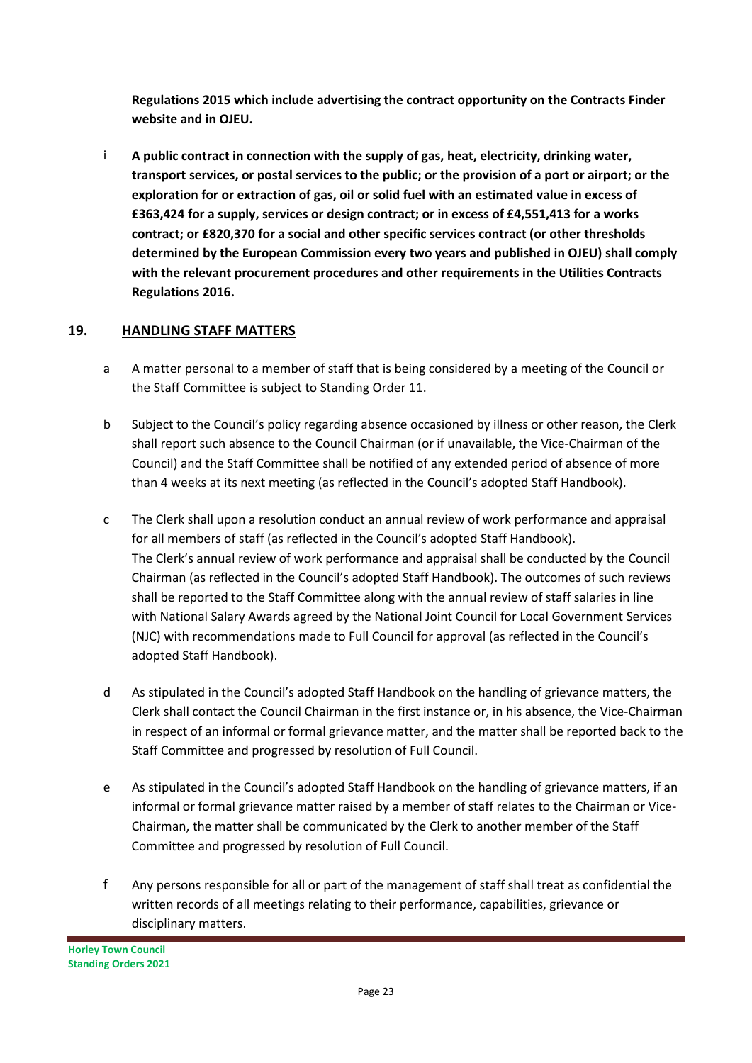**Regulations 2015 which include advertising the contract opportunity on the Contracts Finder website and in OJEU.**

i **A public contract in connection with the supply of gas, heat, electricity, drinking water, transport services, or postal services to the public; or the provision of a port or airport; or the exploration for or extraction of gas, oil or solid fuel with an estimated value in excess of £363,424 for a supply, services or design contract; or in excess of £4,551,413 for a works contract; or £820,370 for a social and other specific services contract (or other thresholds determined by the European Commission every two years and published in OJEU) shall comply with the relevant procurement procedures and other requirements in the Utilities Contracts Regulations 2016.**

## 19. HANDLING STAFF MATTERS

a A matter personal to a member of staff that is being considered by a meeting of the Council or the Staff Committee is subject to Standing Order 11.

b Subject to the Council's policy regarding absence occasioned by illness or other reason, the Clerk shall report such absence to the Council Chairman (or if unavailable, the Vice-Chairman of the Council) and the Staff Committee shall be notified of any extended period of absence of more than 4 weeks at its next meeting (as reflected in the Council's adopted Staff Handbook).

c The Clerk shall upon a resolution conduct an annual review of work performance and appraisal for all members of staff (as reflected in the Council's adopted Staff Handbook).
The Clerk's annual review of work performance and appraisal shall be conducted by the Council Chairman (as reflected in the Council's adopted Staff Handbook). The outcomes of such reviews shall be reported to the Staff Committee along with the annual review of staff salaries in line with National Salary Awards agreed by the National Joint Council for Local Government Services (NJC) with recommendations made to Full Council for approval (as reflected in the Council's adopted Staff Handbook).

d As stipulated in the Council's adopted Staff Handbook on the handling of grievance matters, the Clerk shall contact the Council Chairman in the first instance or, in his absence, the Vice-Chairman in respect of an informal or formal grievance matter, and the matter shall be reported back to the Staff Committee and progressed by resolution of Full Council.

e As stipulated in the Council's adopted Staff Handbook on the handling of grievance matters, if an informal or formal grievance matter raised by a member of staff relates to the Chairman or Vice-Chairman, the matter shall be communicated by the Clerk to another member of the Staff Committee and progressed by resolution of Full Council.

f Any persons responsible for all or part of the management of staff shall treat as confidential the written records of all meetings relating to their performance, capabilities, grievance or disciplinary matters.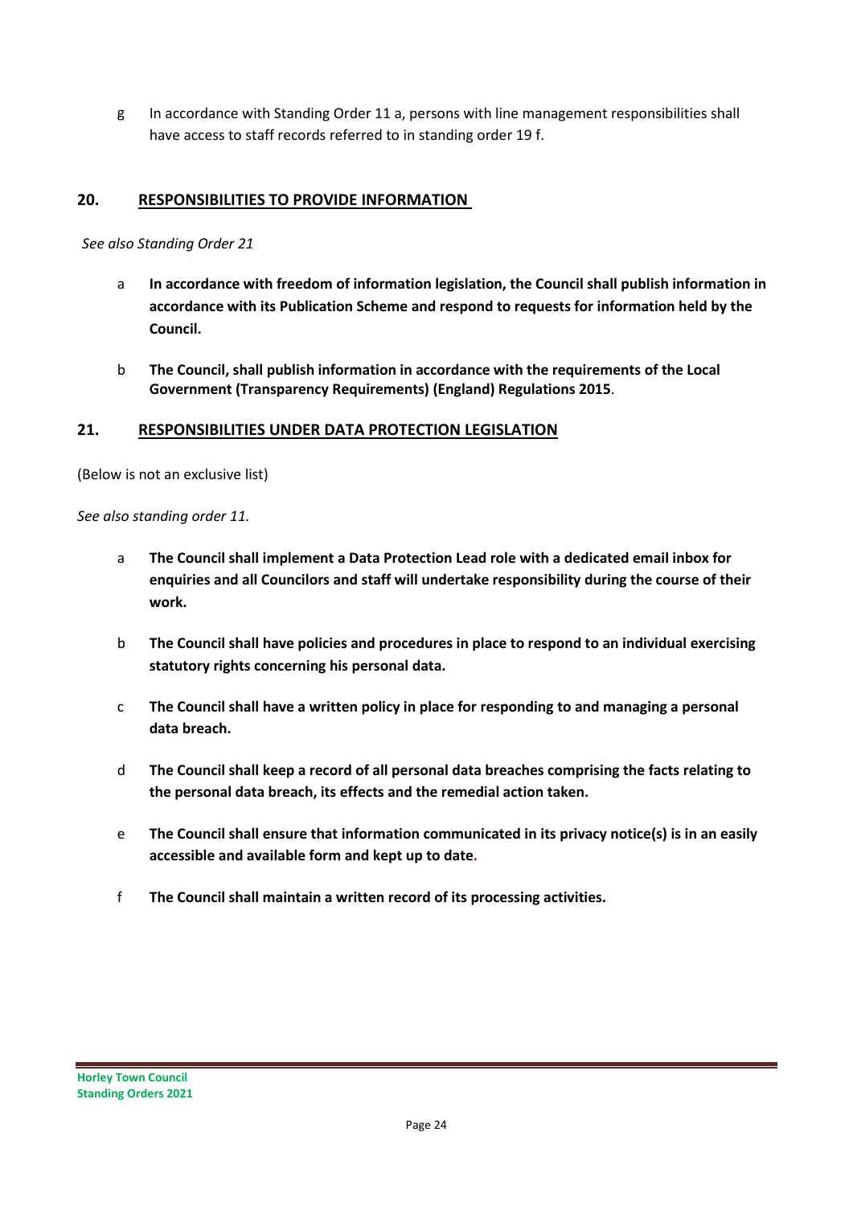g In accordance with Standing Order 11 a, persons with line management responsibilities shall have access to staff records referred to in standing order 19 f.

## 20. RESPONSIBILITIES TO PROVIDE INFORMATION

*See also Standing Order 21*

a **In accordance with freedom of information legislation, the Council shall publish information in accordance with its Publication Scheme and respond to requests for information held by the Council.**

b **The Council, shall publish information in accordance with the requirements of the Local Government (Transparency Requirements) (England) Regulations 2015**.

## 21. RESPONSIBILITIES UNDER DATA PROTECTION LEGISLATION

(Below is not an exclusive list)

*See also standing order 11.*

a **The Council shall implement a Data Protection Lead role with a dedicated email inbox for enquiries and all Councilors and staff will undertake responsibility during the course of their work.**

b **The Council shall have policies and procedures in place to respond to an individual exercising statutory rights concerning his personal data.**

c **The Council shall have a written policy in place for responding to and managing a personal data breach.**

d **The Council shall keep a record of all personal data breaches comprising the facts relating to the personal data breach, its effects and the remedial action taken.**

e **The Council shall ensure that information communicated in its privacy notice(s) is in an easily accessible and available form and kept up to date.**

f **The Council shall maintain a written record of its processing activities.**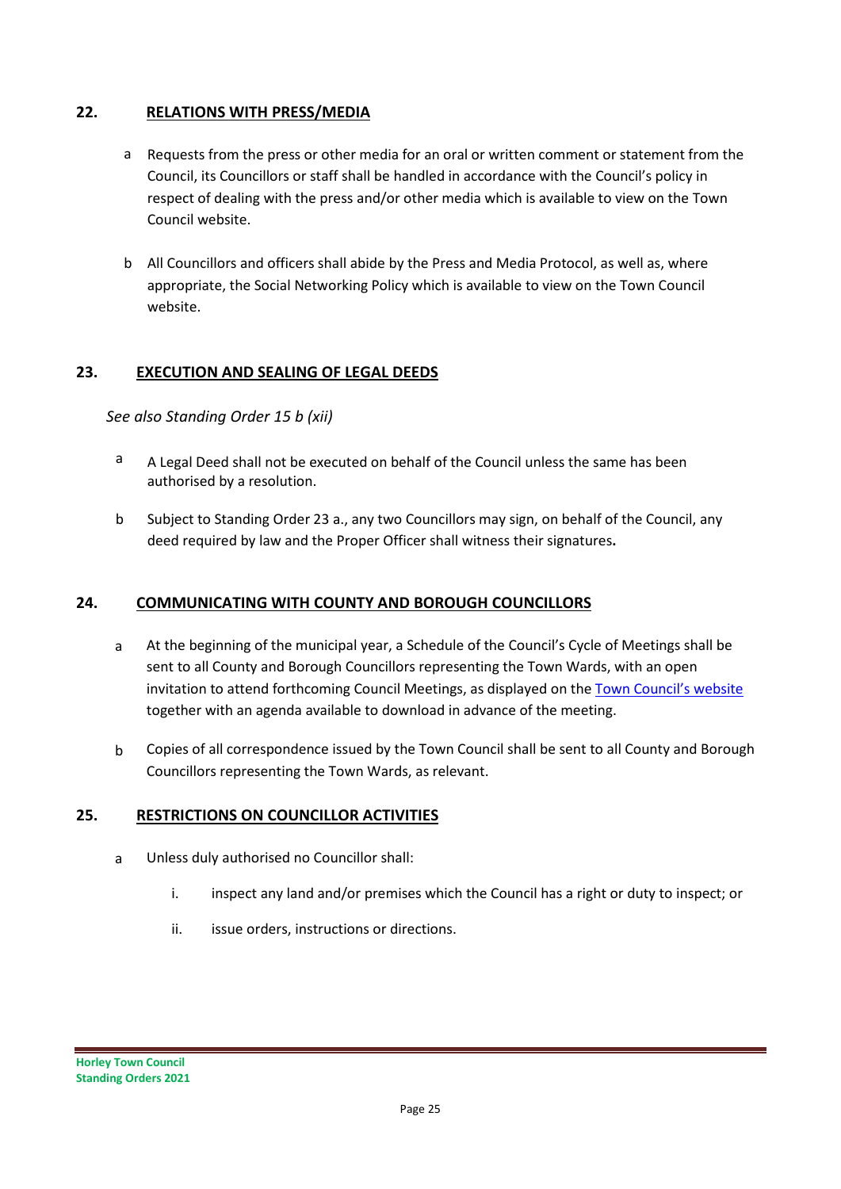## 22. RELATIONS WITH PRESS/MEDIA

a. Requests from the press or other media for an oral or written comment or statement from the Council, its Councillors or staff shall be handled in accordance with the Council's policy in respect of dealing with the press and/or other media which is available to view on the Town Council website.

b. All Councillors and officers shall abide by the Press and Media Protocol, as well as, where appropriate, the Social Networking Policy which is available to view on the Town Council website.

## 23. EXECUTION AND SEALING OF LEGAL DEEDS

*See also Standing Order 15 b (xii)*

a. A Legal Deed shall not be executed on behalf of the Council unless the same has been authorised by a resolution.

b. Subject to Standing Order 23 a., any two Councillors may sign, on behalf of the Council, any deed required by law and the Proper Officer shall witness their signatures**.**

## 24. COMMUNICATING WITH COUNTY AND BOROUGH COUNCILLORS

a. At the beginning of the municipal year, a Schedule of the Council's Cycle of Meetings shall be sent to all County and Borough Councillors representing the Town Wards, with an open invitation to attend forthcoming Council Meetings, as displayed on the Town Council's website together with an agenda available to download in advance of the meeting.

b. Copies of all correspondence issued by the Town Council shall be sent to all County and Borough Councillors representing the Town Wards, as relevant.

## 25. RESTRICTIONS ON COUNCILLOR ACTIVITIES

a. Unless duly authorised no Councillor shall:

   i. inspect any land and/or premises which the Council has a right or duty to inspect; or

   ii. issue orders, instructions or directions.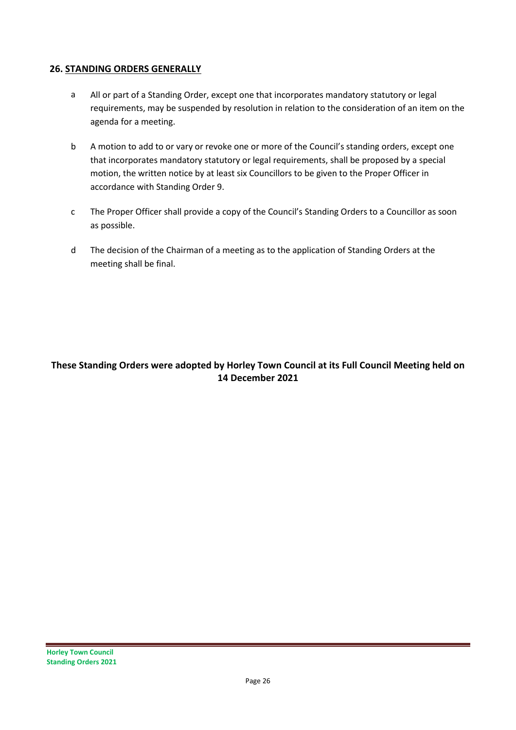## 26. STANDING ORDERS GENERALLY

a. All or part of a Standing Order, except one that incorporates mandatory statutory or legal requirements, may be suspended by resolution in relation to the consideration of an item on the agenda for a meeting.

b. A motion to add to or vary or revoke one or more of the Council's standing orders, except one that incorporates mandatory statutory or legal requirements, shall be proposed by a special motion, the written notice by at least six Councillors to be given to the Proper Officer in accordance with Standing Order 9.

c. The Proper Officer shall provide a copy of the Council's Standing Orders to a Councillor as soon as possible.

d. The decision of the Chairman of a meeting as to the application of Standing Orders at the meeting shall be final.

**These Standing Orders were adopted by Horley Town Council at its Full Council Meeting held on 14 December 2021**